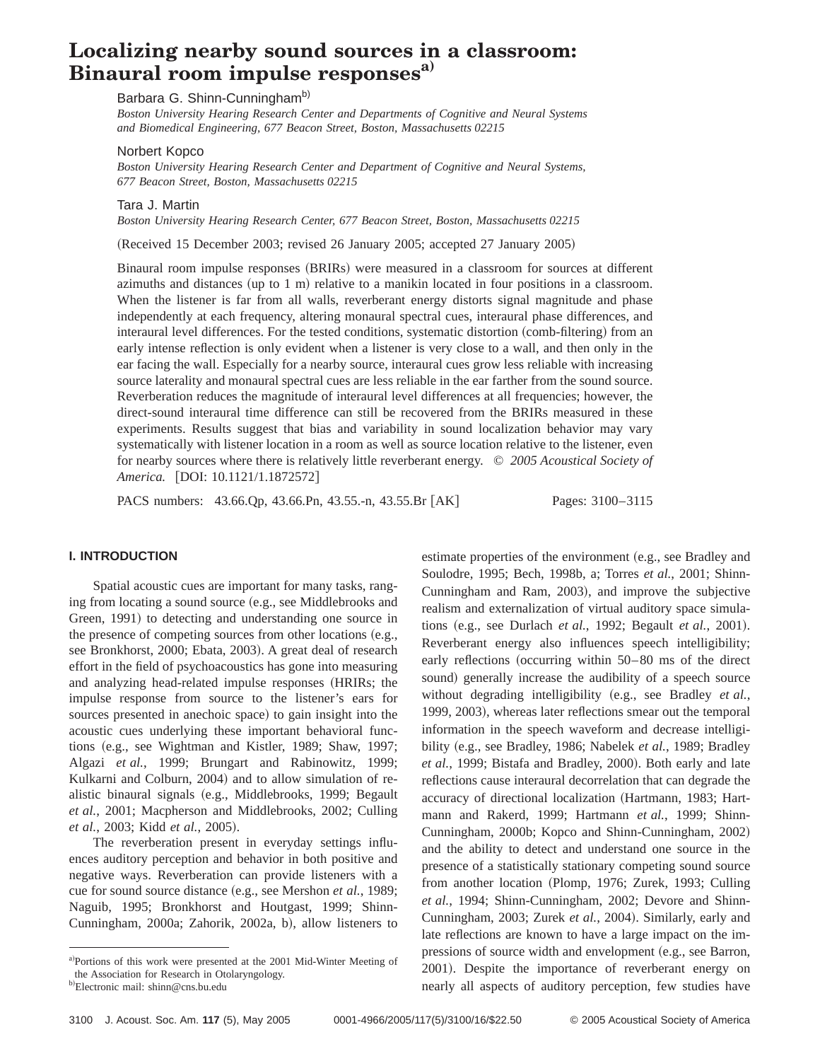# Localizing nearby sound sources in a classroom: Binaural room impulse responses[a]

Barbara G. Shinn-Cunningham[b]

*Boston University Hearing Research Center and Departments of Cognitive and Neural Systems and Biomedical Engineering, 677 Beacon Street, Boston, Massachusetts 02215*

Norbert Kopco

*Boston University Hearing Research Center and Department of Cognitive and Neural Systems, 677 Beacon Street, Boston, Massachusetts 02215*

Tara J. Martin

*Boston University Hearing Research Center, 677 Beacon Street, Boston, Massachusetts 02215*

(Received 15 December 2003; revised 26 January 2005; accepted 27 January 2005)

Binaural room impulse responses (BRIRs) were measured in a classroom for sources at different azimuths and distances (up to 1 m) relative to a manikin located in four positions in a classroom. When the listener is far from all walls, reverberant energy distorts signal magnitude and phase independently at each frequency, altering monaural spectral cues, interaural phase differences, and interaural level differences. For the tested conditions, systematic distortion (comb-filtering) from an early intense reflection is only evident when a listener is very close to a wall, and then only in the ear facing the wall. Especially for a nearby source, interaural cues grow less reliable with increasing source laterality and monaural spectral cues are less reliable in the ear farther from the sound source. Reverberation reduces the magnitude of interaural level differences at all frequencies; however, the direct-sound interaural time difference can still be recovered from the BRIRs measured in these experiments. Results suggest that bias and variability in sound localization behavior may vary systematically with listener location in a room as well as source location relative to the listener, even for nearby sources where there is relatively little reverberant energy. © *2005 Acoustical Society of America.* [DOI: 10.1121/1.1872572]

PACS numbers: 43.66.Qp, 43.66.Pn, 43.55.-n, 43.55.Br [AK] Pages: 3100–3115

## I. INTRODUCTION

Spatial acoustic cues are important for many tasks, ranging from locating a sound source (e.g., see Middlebrooks and Green, 1991) to detecting and understanding one source in the presence of competing sources from other locations (e.g., see Bronkhorst, 2000; Ebata, 2003). A great deal of research effort in the field of psychoacoustics has gone into measuring and analyzing head-related impulse responses (HRIRs; the impulse response from source to the listener's ears for sources presented in anechoic space) to gain insight into the acoustic cues underlying these important behavioral functions (e.g., see Wightman and Kistler, 1989; Shaw, 1997; Algazi *et al.*, 1999; Brungart and Rabinowitz, 1999; Kulkarni and Colburn, 2004) and to allow simulation of realistic binaural signals (e.g., Middlebrooks, 1999; Begault *et al.*, 2001; Macpherson and Middlebrooks, 2002; Culling *et al.*, 2003; Kidd *et al.*, 2005).

The reverberation present in everyday settings influences auditory perception and behavior in both positive and negative ways. Reverberation can provide listeners with a cue for sound source distance (e.g., see Mershon *et al.*, 1989; Naguib, 1995; Bronkhorst and Houtgast, 1999; Shinn-Cunningham, 2000a; Zahorik, 2002a, b), allow listeners to estimate properties of the environment (e.g., see Bradley and Soulodre, 1995; Bech, 1998b, a; Torres *et al.*, 2001; Shinn-Cunningham and Ram, 2003), and improve the subjective realism and externalization of virtual auditory space simulations (e.g., see Durlach *et al.*, 1992; Begault *et al.*, 2001). Reverberant energy also influences speech intelligibility; early reflections (occurring within 50–80 ms of the direct sound) generally increase the audibility of a speech source without degrading intelligibility (e.g., see Bradley *et al.*, 1999, 2003), whereas later reflections smear out the temporal information in the speech waveform and decrease intelligibility (e.g., see Bradley, 1986; Nabelek *et al.*, 1989; Bradley *et al.*, 1999; Bistafa and Bradley, 2000). Both early and late reflections cause interaural decorrelation that can degrade the accuracy of directional localization (Hartmann, 1983; Hartmann and Rakerd, 1999; Hartmann *et al.*, 1999; Shinn-Cunningham, 2000b; Kopco and Shinn-Cunningham, 2002) and the ability to detect and understand one source in the presence of a statistically stationary competing sound source from another location (Plomp, 1976; Zurek, 1993; Culling *et al.*, 1994; Shinn-Cunningham, 2002; Devore and Shinn-Cunningham, 2003; Zurek *et al.*, 2004). Similarly, early and late reflections are known to have a large impact on the impressions of source width and envelopment (e.g., see Barron, 2001). Despite the importance of reverberant energy on nearly all aspects of auditory perception, few studies have

[a]Portions of this work were presented at the 2001 Mid-Winter Meeting of the Association for Research in Otolaryngology.

[b]Electronic mail: shinn@cns.bu.edu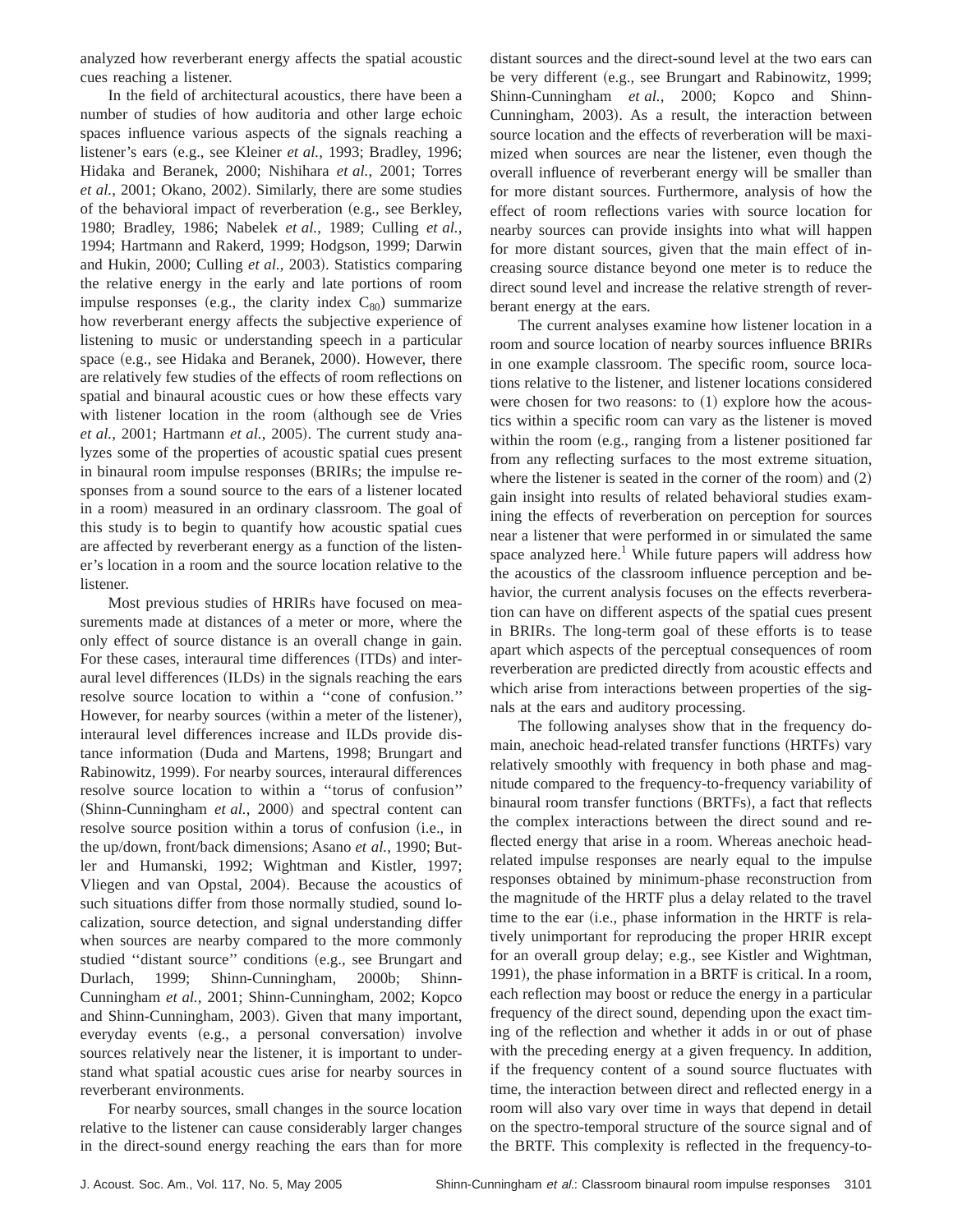analyzed how reverberant energy affects the spatial acoustic cues reaching a listener.

In the field of architectural acoustics, there have been a number of studies of how auditoria and other large echoic spaces influence various aspects of the signals reaching a listener's ears (e.g., see Kleiner *et al.*, 1993; Bradley, 1996; Hidaka and Beranek, 2000; Nishihara *et al.*, 2001; Torres *et al.*, 2001; Okano, 2002). Similarly, there are some studies of the behavioral impact of reverberation (e.g., see Berkley, 1980; Bradley, 1986; Nabelek *et al.*, 1989; Culling *et al.*, 1994; Hartmann and Rakerd, 1999; Hodgson, 1999; Darwin and Hukin, 2000; Culling *et al.*, 2003). Statistics comparing the relative energy in the early and late portions of room impulse responses (e.g., the clarity index $C_{80}$) summarize how reverberant energy affects the subjective experience of listening to music or understanding speech in a particular space (e.g., see Hidaka and Beranek, 2000). However, there are relatively few studies of the effects of room reflections on spatial and binaural acoustic cues or how these effects vary with listener location in the room (although see de Vries *et al.*, 2001; Hartmann *et al.*, 2005). The current study analyzes some of the properties of acoustic spatial cues present in binaural room impulse responses (BRIRs; the impulse responses from a sound source to the ears of a listener located in a room) measured in an ordinary classroom. The goal of this study is to begin to quantify how acoustic spatial cues are affected by reverberant energy as a function of the listener's location in a room and the source location relative to the listener.

Most previous studies of HRIRs have focused on measurements made at distances of a meter or more, where the only effect of source distance is an overall change in gain. For these cases, interaural time differences (ITDs) and interaural level differences (ILDs) in the signals reaching the ears resolve source location to within a "cone of confusion." However, for nearby sources (within a meter of the listener), interaural level differences increase and ILDs provide distance information (Duda and Martens, 1998; Brungart and Rabinowitz, 1999). For nearby sources, interaural differences resolve source location to within a "torus of confusion" (Shinn-Cunningham *et al.*, 2000) and spectral content can resolve source position within a torus of confusion (i.e., in the up/down, front/back dimensions; Asano *et al.*, 1990; Butler and Humanski, 1992; Wightman and Kistler, 1997; Vliegen and van Opstal, 2004). Because the acoustics of such situations differ from those normally studied, sound localization, source detection, and signal understanding differ when sources are nearby compared to the more commonly studied "distant source" conditions (e.g., see Brungart and Durlach, 1999; Shinn-Cunningham, 2000b; Shinn-Cunningham *et al.*, 2001; Shinn-Cunningham, 2002; Kopco and Shinn-Cunningham, 2003). Given that many important, everyday events (e.g., a personal conversation) involve sources relatively near the listener, it is important to understand what spatial acoustic cues arise for nearby sources in reverberant environments.

For nearby sources, small changes in the source location relative to the listener can cause considerably larger changes in the direct-sound energy reaching the ears than for more distant sources and the direct-sound level at the two ears can be very different (e.g., see Brungart and Rabinowitz, 1999; Shinn-Cunningham *et al.*, 2000; Kopco and Shinn-Cunningham, 2003). As a result, the interaction between source location and the effects of reverberation will be maximized when sources are near the listener, even though the overall influence of reverberant energy will be smaller than for more distant sources. Furthermore, analysis of how the effect of room reflections varies with source location for nearby sources can provide insights into what will happen for more distant sources, given that the main effect of increasing source distance beyond one meter is to reduce the direct sound level and increase the relative strength of reverberant energy at the ears.

The current analyses examine how listener location in a room and source location of nearby sources influence BRIRs in one example classroom. The specific room, source locations relative to the listener, and listener locations considered were chosen for two reasons: to (1) explore how the acoustics within a specific room can vary as the listener is moved within the room (e.g., ranging from a listener positioned far from any reflecting surfaces to the most extreme situation, where the listener is seated in the corner of the room) and (2) gain insight into results of related behavioral studies examining the effects of reverberation on perception for sources near a listener that were performed in or simulated the same space analyzed here.[1] While future papers will address how the acoustics of the classroom influence perception and behavior, the current analysis focuses on the effects reverberation can have on different aspects of the spatial cues present in BRIRs. The long-term goal of these efforts is to tease apart which aspects of the perceptual consequences of room reverberation are predicted directly from acoustic effects and which arise from interactions between properties of the signals at the ears and auditory processing.

The following analyses show that in the frequency domain, anechoic head-related transfer functions (HRTFs) vary relatively smoothly with frequency in both phase and magnitude compared to the frequency-to-frequency variability of binaural room transfer functions (BRTFs), a fact that reflects the complex interactions between the direct sound and reflected energy that arise in a room. Whereas anechoic head-related impulse responses are nearly equal to the impulse responses obtained by minimum-phase reconstruction from the magnitude of the HRTF plus a delay related to the travel time to the ear (i.e., phase information in the HRTF is relatively unimportant for reproducing the proper HRIR except for an overall group delay; e.g., see Kistler and Wightman, 1991), the phase information in a BRTF is critical. In a room, each reflection may boost or reduce the energy in a particular frequency of the direct sound, depending upon the exact timing of the reflection and whether it adds in or out of phase with the preceding energy at a given frequency. In addition, if the frequency content of a sound source fluctuates with time, the interaction between direct and reflected energy in a room will also vary over time in ways that depend in detail on the spectro-temporal structure of the source signal and of the BRTF. This complexity is reflected in the frequency-to-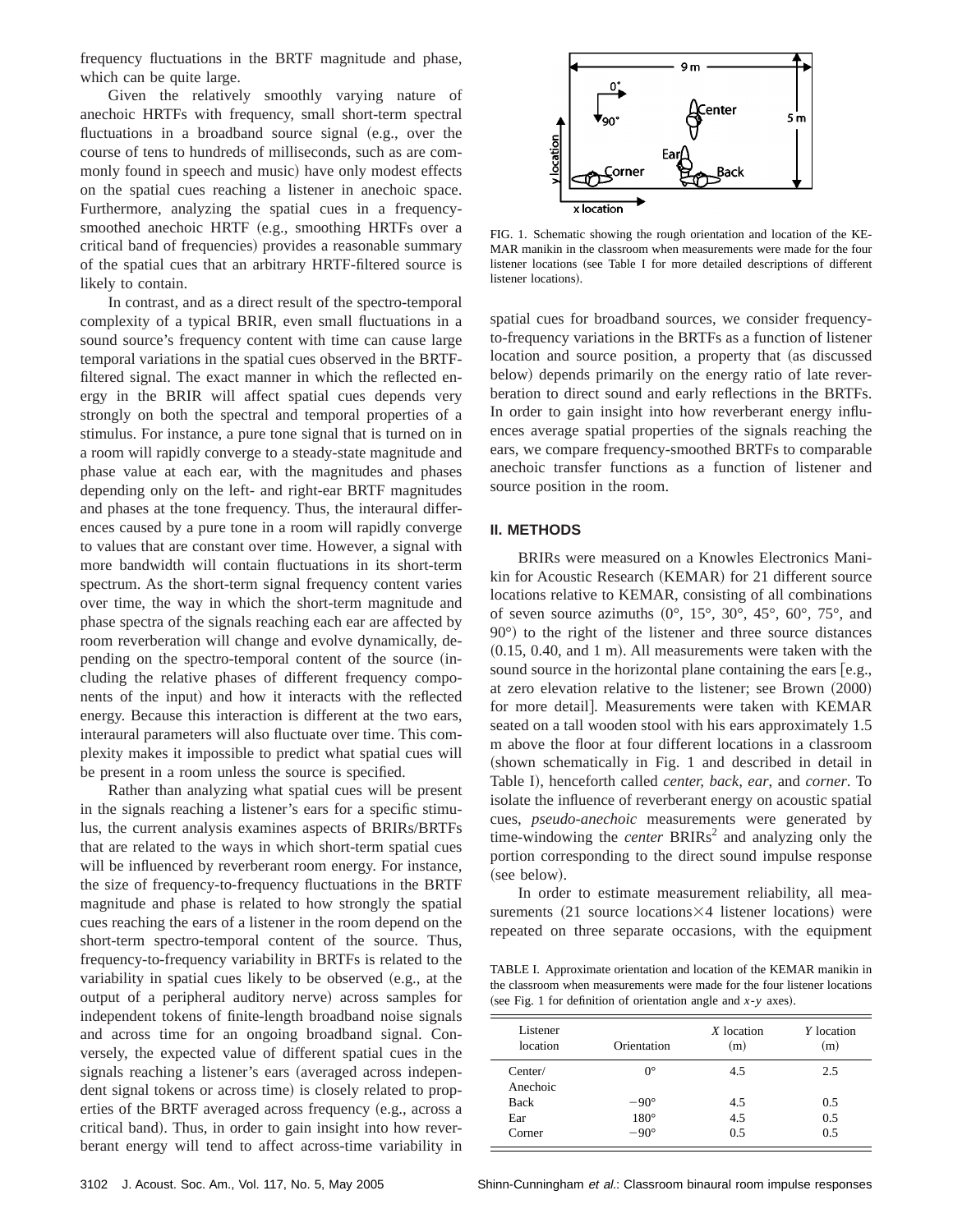frequency fluctuations in the BRTF magnitude and phase, which can be quite large.

Given the relatively smoothly varying nature of anechoic HRTFs with frequency, small short-term spectral fluctuations in a broadband source signal (e.g., over the course of tens to hundreds of milliseconds, such as are commonly found in speech and music) have only modest effects on the spatial cues reaching a listener in anechoic space. Furthermore, analyzing the spatial cues in a frequency-smoothed anechoic HRTF (e.g., smoothing HRTFs over a critical band of frequencies) provides a reasonable summary of the spatial cues that an arbitrary HRTF-filtered source is likely to contain.

In contrast, and as a direct result of the spectro-temporal complexity of a typical BRIR, even small fluctuations in a sound source's frequency content with time can cause large temporal variations in the spatial cues observed in the BRTF-filtered signal. The exact manner in which the reflected energy in the BRIR will affect spatial cues depends very strongly on both the spectral and temporal properties of a stimulus. For instance, a pure tone signal that is turned on in a room will rapidly converge to a steady-state magnitude and phase value at each ear, with the magnitudes and phases depending only on the left- and right-ear BRTF magnitudes and phases at the tone frequency. Thus, the interaural differences caused by a pure tone in a room will rapidly converge to values that are constant over time. However, a signal with more bandwidth will contain fluctuations in its short-term spectrum. As the short-term signal frequency content varies over time, the way in which the short-term magnitude and phase spectra of the signals reaching each ear are affected by room reverberation will change and evolve dynamically, depending on the spectro-temporal content of the source (including the relative phases of different frequency components of the input) and how it interacts with the reflected energy. Because this interaction is different at the two ears, interaural parameters will also fluctuate over time. This complexity makes it impossible to predict what spatial cues will be present in a room unless the source is specified.

Rather than analyzing what spatial cues will be present in the signals reaching a listener's ears for a specific stimulus, the current analysis examines aspects of BRIRs/BRTFs that are related to the ways in which short-term spatial cues will be influenced by reverberant room energy. For instance, the size of frequency-to-frequency fluctuations in the BRTF magnitude and phase is related to how strongly the spatial cues reaching the ears of a listener in the room depend on the short-term spectro-temporal content of the source. Thus, frequency-to-frequency variability in BRTFs is related to the variability in spatial cues likely to be observed (e.g., at the output of a peripheral auditory nerve) across samples for independent tokens of finite-length broadband noise signals and across time for an ongoing broadband signal. Conversely, the expected value of different spatial cues in the signals reaching a listener's ears (averaged across independent signal tokens or across time) is closely related to properties of the BRTF averaged across frequency (e.g., across a critical band). Thus, in order to gain insight into how reverberant energy will tend to affect across-time variability in spatial cues for broadband sources, we consider frequency-to-frequency variations in the BRTFs as a function of listener location and source position, a property that (as discussed below) depends primarily on the energy ratio of late reverberation to direct sound and early reflections in the BRTFs. In order to gain insight into how reverberant energy influences average spatial properties of the signals reaching the ears, we compare frequency-smoothed BRTFs to comparable anechoic transfer functions as a function of listener and source position in the room.

9 m
0°
90°
Center
5 m
y location
Ear
Corner
Back
x location

FIG. 1. Schematic showing the rough orientation and location of the KEMAR manikin in the classroom when measurements were made for the four listener locations (see Table I for more detailed descriptions of different listener locations).

## II. METHODS

BRIRs were measured on a Knowles Electronics Manikin for Acoustic Research (KEMAR) for 21 different source locations relative to KEMAR, consisting of all combinations of seven source azimuths (0°, 15°, 30°, 45°, 60°, 75°, and 90°) to the right of the listener and three source distances (0.15, 0.40, and 1 m). All measurements were taken with the sound source in the horizontal plane containing the ears [e.g., at zero elevation relative to the listener; see Brown (2000) for more detail]. Measurements were taken with KEMAR seated on a tall wooden stool with his ears approximately 1.5 m above the floor at four different locations in a classroom (shown schematically in Fig. 1 and described in detail in Table I), henceforth called *center, back, ear*, and *corner*. To isolate the influence of reverberant energy on acoustic spatial cues, *pseudo-anechoic* measurements were generated by time-windowing the *center* BRIRs[2] and analyzing only the portion corresponding to the direct sound impulse response (see below).

In order to estimate measurement reliability, all measurements (21 source locations×4 listener locations) were repeated on three separate occasions, with the equipment

TABLE I. Approximate orientation and location of the KEMAR manikin in the classroom when measurements were made for the four listener locations (see Fig. 1 for definition of orientation angle and *x*-*y* axes).

| Listener location | Orientation | *X* location (m) | *Y* location (m) |
|---|---|---|---|
| Center/ Anechoic | 0° | 4.5 | 2.5 |
| Back | −90° | 4.5 | 0.5 |
| Ear | 180° | 4.5 | 0.5 |
| Corner | −90° | 0.5 | 0.5 |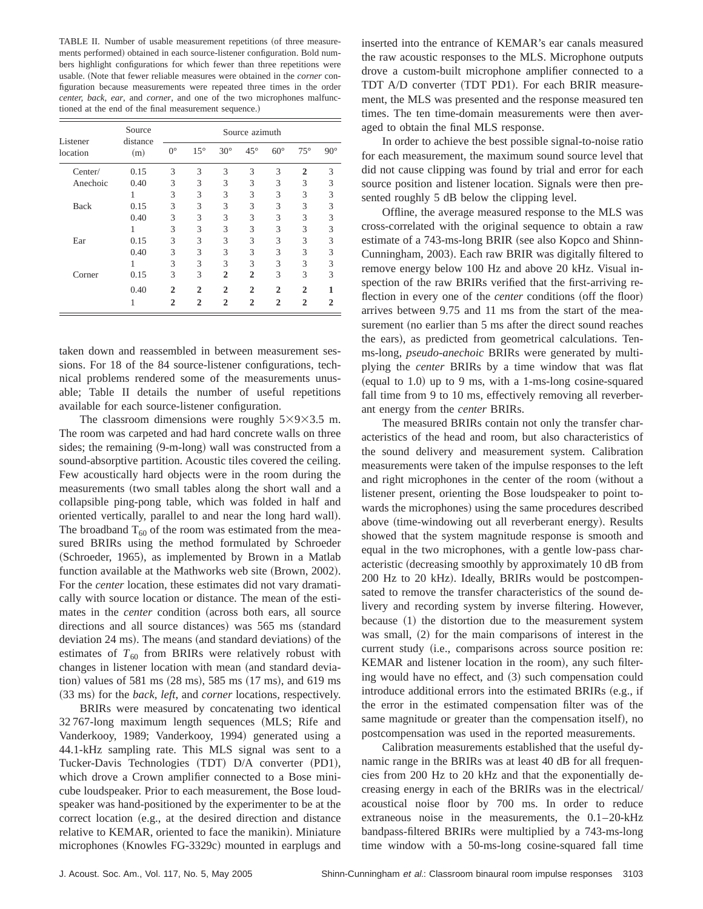TABLE II. Number of usable measurement repetitions (of three measurements performed) obtained in each source-listener configuration. Bold numbers highlight configurations for which fewer than three repetitions were usable. (Note that fewer reliable measures were obtained in the *corner* configuration because measurements were repeated three times in the order *center, back, ear*, and *corner*, and one of the two microphones malfunctioned at the end of the final measurement sequence.)

| Listener location | Source distance (m) | Source azimuth | | | | | | |
|---|---|---|---|---|---|---|---|---|
| | | 0° | 15° | 30° | 45° | 60° | 75° | 90° |
| Center/ Anechoic | 0.15 | 3 | 3 | 3 | 3 | 3 | **2** | 3 |
| | 0.40 | 3 | 3 | 3 | 3 | 3 | 3 | 3 |
| | 1 | 3 | 3 | 3 | 3 | 3 | 3 | 3 |
| Back | 0.15 | 3 | 3 | 3 | 3 | 3 | 3 | 3 |
| | 0.40 | 3 | 3 | 3 | 3 | 3 | 3 | 3 |
| | 1 | 3 | 3 | 3 | 3 | 3 | 3 | 3 |
| Ear | 0.15 | 3 | 3 | 3 | 3 | 3 | 3 | 3 |
| | 0.40 | 3 | 3 | 3 | 3 | 3 | 3 | 3 |
| | 1 | 3 | 3 | 3 | 3 | 3 | 3 | 3 |
| Corner | 0.15 | 3 | 3 | **2** | **2** | 3 | 3 | 3 |
| | 0.40 | **2** | **2** | **2** | **2** | **2** | **2** | **1** |
| | 1 | **2** | **2** | **2** | **2** | **2** | **2** | **2** |

taken down and reassembled in between measurement sessions. For 18 of the 84 source-listener configurations, technical problems rendered some of the measurements unusable; Table II details the number of useful repetitions available for each source-listener configuration.

The classroom dimensions were roughly 5×9×3.5 m. The room was carpeted and had hard concrete walls on three sides; the remaining (9-m-long) wall was constructed from a sound-absorptive partition. Acoustic tiles covered the ceiling. Few acoustically hard objects were in the room during the measurements (two small tables along the short wall and a collapsible ping-pong table, which was folded in half and oriented vertically, parallel to and near the long hard wall). The broadband $T_{60}$ of the room was estimated from the measured BRIRs using the method formulated by Schroeder (Schroeder, 1965), as implemented by Brown in a Matlab function available at the Mathworks web site (Brown, 2002). For the *center* location, these estimates did not vary dramatically with source location or distance. The mean of the estimates in the *center* condition (across both ears, all source directions and all source distances) was 565 ms (standard deviation 24 ms). The means (and standard deviations) of the estimates of $T_{60}$ from BRIRs were relatively robust with changes in listener location with mean (and standard deviation) values of 581 ms (28 ms), 585 ms (17 ms), and 619 ms (33 ms) for the *back*, *left*, and *corner* locations, respectively.

BRIRs were measured by concatenating two identical 32 767-long maximum length sequences (MLS; Rife and Vanderkooy, 1989; Vanderkooy, 1994) generated using a 44.1-kHz sampling rate. This MLS signal was sent to a Tucker-Davis Technologies (TDT) D/A converter (PD1), which drove a Crown amplifier connected to a Bose minicube loudspeaker. Prior to each measurement, the Bose loudspeaker was hand-positioned by the experimenter to be at the correct location (e.g., at the desired direction and distance relative to KEMAR, oriented to face the manikin). Miniature microphones (Knowles FG-3329c) mounted in earplugs and inserted into the entrance of KEMAR's ear canals measured the raw acoustic responses to the MLS. Microphone outputs drove a custom-built microphone amplifier connected to a TDT A/D converter (TDT PD1). For each BRIR measurement, the MLS was presented and the response measured ten times. The ten time-domain measurements were then averaged to obtain the final MLS response.

In order to achieve the best possible signal-to-noise ratio for each measurement, the maximum sound source level that did not cause clipping was found by trial and error for each source position and listener location. Signals were then presented roughly 5 dB below the clipping level.

Offline, the average measured response to the MLS was cross-correlated with the original sequence to obtain a raw estimate of a 743-ms-long BRIR (see also Kopco and Shinn-Cunningham, 2003). Each raw BRIR was digitally filtered to remove energy below 100 Hz and above 20 kHz. Visual inspection of the raw BRIRs verified that the first-arriving reflection in every one of the *center* conditions (off the floor) arrives between 9.75 and 11 ms from the start of the measurement (no earlier than 5 ms after the direct sound reaches the ears), as predicted from geometrical calculations. Ten-ms-long, *pseudo-anechoic* BRIRs were generated by multiplying the *center* BRIRs by a time window that was flat (equal to 1.0) up to 9 ms, with a 1-ms-long cosine-squared fall time from 9 to 10 ms, effectively removing all reverberant energy from the *center* BRIRs.

The measured BRIRs contain not only the transfer characteristics of the head and room, but also characteristics of the sound delivery and measurement system. Calibration measurements were taken of the impulse responses to the left and right microphones in the center of the room (without a listener present, orienting the Bose loudspeaker to point towards the microphones) using the same procedures described above (time-windowing out all reverberant energy). Results showed that the system magnitude response is smooth and equal in the two microphones, with a gentle low-pass characteristic (decreasing smoothly by approximately 10 dB from 200 Hz to 20 kHz). Ideally, BRIRs would be postcompensated to remove the transfer characteristics of the sound delivery and recording system by inverse filtering. However, because (1) the distortion due to the measurement system was small, (2) for the main comparisons of interest in the current study (i.e., comparisons across source position re: KEMAR and listener location in the room), any such filtering would have no effect, and (3) such compensation could introduce additional errors into the estimated BRIRs (e.g., if the error in the estimated compensation filter was of the same magnitude or greater than the compensation itself), no postcompensation was used in the reported measurements.

Calibration measurements established that the useful dynamic range in the BRIRs was at least 40 dB for all frequencies from 200 Hz to 20 kHz and that the exponentially decreasing energy in each of the BRIRs was in the electrical/acoustical noise floor by 700 ms. In order to reduce extraneous noise in the measurements, the 0.1–20-kHz bandpass-filtered BRIRs were multiplied by a 743-ms-long time window with a 50-ms-long cosine-squared fall time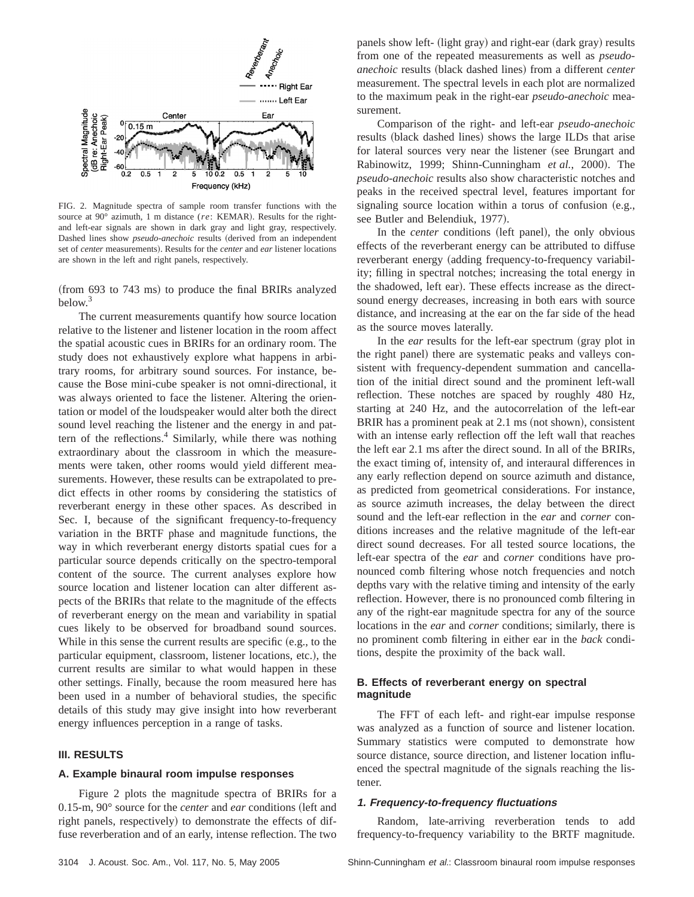FIG. 2. Magnitude spectra of sample room transfer functions with the source at 90° azimuth, 1 m distance (*re*: KEMAR). Results for the right- and left-ear signals are shown in dark gray and light gray, respectively. Dashed lines show *pseudo-anechoic* results (derived from an independent set of *center* measurements). Results for the *center* and *ear* listener locations are shown in the left and right panels, respectively.

(from 693 to 743 ms) to produce the final BRIRs analyzed below.[3]

The current measurements quantify how source location relative to the listener and listener location in the room affect the spatial acoustic cues in BRIRs for an ordinary room. The study does not exhaustively explore what happens in arbitrary rooms, for arbitrary sound sources. For instance, because the Bose mini-cube speaker is not omni-directional, it was always oriented to face the listener. Altering the orientation or model of the loudspeaker would alter both the direct sound level reaching the listener and the energy in and pattern of the reflections.[4] Similarly, while there was nothing extraordinary about the classroom in which the measurements were taken, other rooms would yield different measurements. However, these results can be extrapolated to predict effects in other rooms by considering the statistics of reverberant energy in these other spaces. As described in Sec. I, because of the significant frequency-to-frequency variation in the BRTF phase and magnitude functions, the way in which reverberant energy distorts spatial cues for a particular source depends critically on the spectro-temporal content of the source. The current analyses explore how source location and listener location can alter different aspects of the BRIRs that relate to the magnitude of the effects of reverberant energy on the mean and variability in spatial cues likely to be observed for broadband sound sources. While in this sense the current results are specific (e.g., to the particular equipment, classroom, listener locations, etc.), the current results are similar to what would happen in these other settings. Finally, because the room measured here has been used in a number of behavioral studies, the specific details of this study may give insight into how reverberant energy influences perception in a range of tasks.

## III. RESULTS

### A. Example binaural room impulse responses

Figure 2 plots the magnitude spectra of BRIRs for a 0.15-m, 90° source for the *center* and *ear* conditions (left and right panels, respectively) to demonstrate the effects of diffuse reverberation and of an early, intense reflection. The two panels show left- (light gray) and right-ear (dark gray) results from one of the repeated measurements as well as *pseudo-anechoic* results (black dashed lines) from a different *center* measurement. The spectral levels in each plot are normalized to the maximum peak in the right-ear *pseudo-anechoic* measurement.

Comparison of the right- and left-ear *pseudo-anechoic* results (black dashed lines) shows the large ILDs that arise for lateral sources very near the listener (see Brungart and Rabinowitz, 1999; Shinn-Cunningham *et al.*, 2000). The *pseudo-anechoic* results also show characteristic notches and peaks in the received spectral level, features important for signaling source location within a torus of confusion (e.g., see Butler and Belendiuk, 1977).

In the *center* conditions (left panel), the only obvious effects of the reverberant energy can be attributed to diffuse reverberant energy (adding frequency-to-frequency variability; filling in spectral notches; increasing the total energy in the shadowed, left ear). These effects increase as the direct-sound energy decreases, increasing in both ears with source distance, and increasing at the ear on the far side of the head as the source moves laterally.

In the *ear* results for the left-ear spectrum (gray plot in the right panel) there are systematic peaks and valleys consistent with frequency-dependent summation and cancellation of the initial direct sound and the prominent left-wall reflection. These notches are spaced by roughly 480 Hz, starting at 240 Hz, and the autocorrelation of the left-ear BRIR has a prominent peak at 2.1 ms (not shown), consistent with an intense early reflection off the left wall that reaches the left ear 2.1 ms after the direct sound. In all of the BRIRs, the exact timing of, intensity of, and interaural differences in any early reflection depend on source azimuth and distance, as predicted from geometrical considerations. For instance, as source azimuth increases, the delay between the direct sound and the left-ear reflection in the *ear* and *corner* conditions increases and the relative magnitude of the left-ear direct sound decreases. For all tested source locations, the left-ear spectra of the *ear* and *corner* conditions have pronounced comb filtering whose notch frequencies and notch depths vary with the relative timing and intensity of the early reflection. However, there is no pronounced comb filtering in any of the right-ear magnitude spectra for any of the source locations in the *ear* and *corner* conditions; similarly, there is no prominent comb filtering in either ear in the *back* conditions, despite the proximity of the back wall.

### B. Effects of reverberant energy on spectral magnitude

The FFT of each left- and right-ear impulse response was analyzed as a function of source and listener location. Summary statistics were computed to demonstrate how source distance, source direction, and listener location influenced the spectral magnitude of the signals reaching the listener.

#### *1. Frequency-to-frequency fluctuations*

Random, late-arriving reverberation tends to add frequency-to-frequency variability to the BRTF magnitude.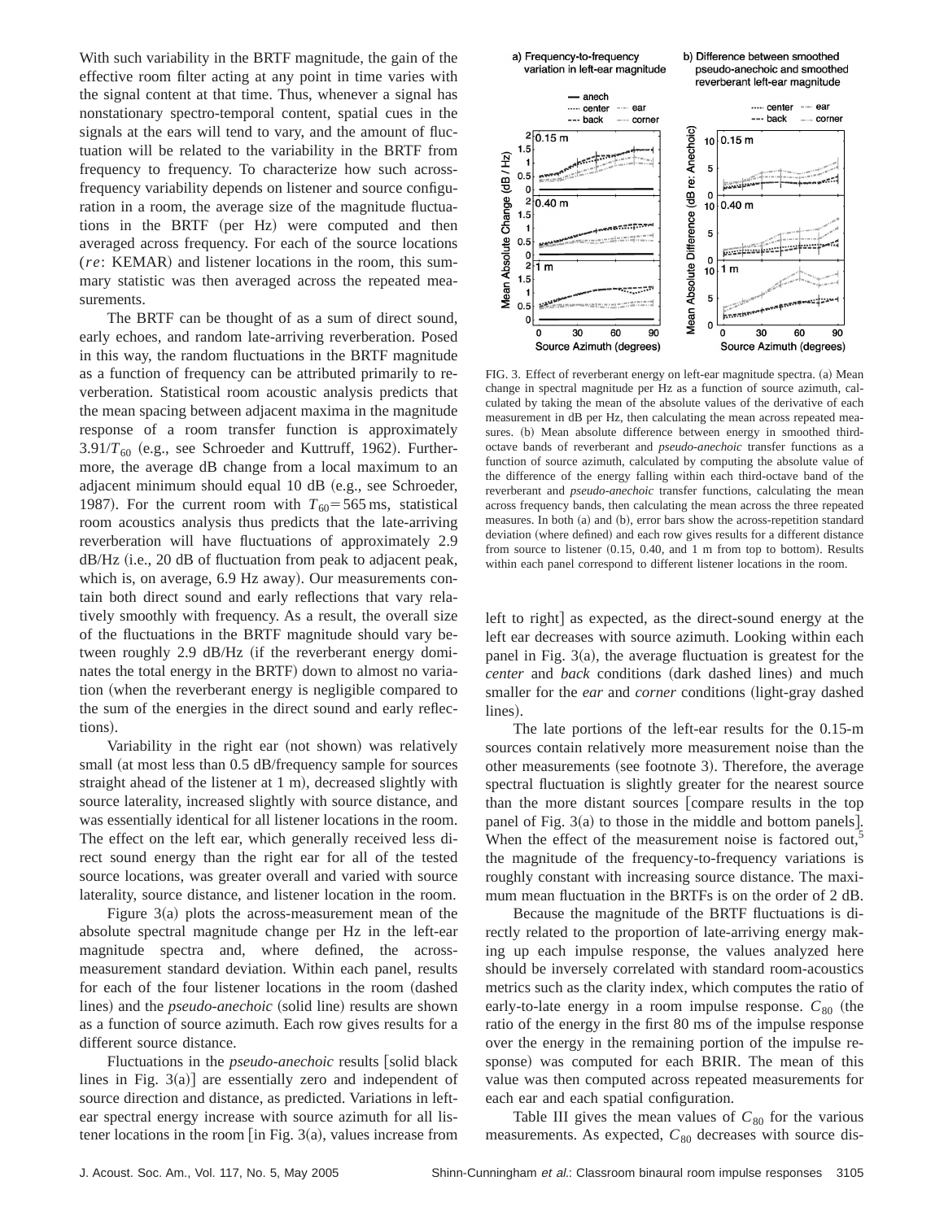With such variability in the BRTF magnitude, the gain of the effective room filter acting at any point in time varies with the signal content at that time. Thus, whenever a signal has nonstationary spectro-temporal content, spatial cues in the signals at the ears will tend to vary, and the amount of fluctuation will be related to the variability in the BRTF from frequency to frequency. To characterize how such across-frequency variability depends on listener and source configuration in a room, the average size of the magnitude fluctuations in the BRTF (per Hz) were computed and then averaged across frequency. For each of the source locations (*re*: KEMAR) and listener locations in the room, this summary statistic was then averaged across the repeated measurements.

The BRTF can be thought of as a sum of direct sound, early echoes, and random late-arriving reverberation. Posed in this way, the random fluctuations in the BRTF magnitude as a function of frequency can be attributed primarily to reverberation. Statistical room acoustic analysis predicts that the mean spacing between adjacent maxima in the magnitude response of a room transfer function is approximately $3.91/T_{60}$ (e.g., see Schroeder and Kuttruff, 1962). Furthermore, the average dB change from a local maximum to an adjacent minimum should equal 10 dB (e.g., see Schroeder, 1987). For the current room with $T_{60} = 565$ ms, statistical room acoustics analysis thus predicts that the late-arriving reverberation will have fluctuations of approximately 2.9 dB/Hz (i.e., 20 dB of fluctuation from peak to adjacent peak, which is, on average, 6.9 Hz away). Our measurements contain both direct sound and early reflections that vary relatively smoothly with frequency. As a result, the overall size of the fluctuations in the BRTF magnitude should vary between roughly 2.9 dB/Hz (if the reverberant energy dominates the total energy in the BRTF) down to almost no variation (when the reverberant energy is negligible compared to the sum of the energies in the direct sound and early reflections).

Variability in the right ear (not shown) was relatively small (at most less than 0.5 dB/frequency sample for sources straight ahead of the listener at 1 m), decreased slightly with source laterality, increased slightly with source distance, and was essentially identical for all listener locations in the room. The effect on the left ear, which generally received less direct sound energy than the right ear for all of the tested source locations, was greater overall and varied with source laterality, source distance, and listener location in the room.

Figure 3(a) plots the across-measurement mean of the absolute spectral magnitude change per Hz in the left-ear magnitude spectra and, where defined, the across-measurement standard deviation. Within each panel, results for each of the four listener locations in the room (dashed lines) and the *pseudo-anechoic* (solid line) results are shown as a function of source azimuth. Each row gives results for a different source distance.

Fluctuations in the *pseudo-anechoic* results [solid black lines in Fig. 3(a)] are essentially zero and independent of source direction and distance, as predicted. Variations in left-ear spectral energy increase with source azimuth for all listener locations in the room [in Fig. 3(a), values increase from left to right] as expected, as the direct-sound energy at the left ear decreases with source azimuth. Looking within each panel in Fig. 3(a), the average fluctuation is greatest for the *center* and *back* conditions (dark dashed lines) and much smaller for the *ear* and *corner* conditions (light-gray dashed lines).

FIG. 3. Effect of reverberant energy on left-ear magnitude spectra. (a) Mean change in spectral magnitude per Hz as a function of source azimuth, calculated by taking the mean of the absolute values of the derivative of each measurement in dB per Hz, then calculating the mean across repeated measures. (b) Mean absolute difference between energy in smoothed third-octave bands of reverberant and *pseudo-anechoic* transfer functions as a function of source azimuth, calculated by computing the absolute value of the difference of the energy falling within each third-octave band of the reverberant and *pseudo-anechoic* transfer functions, calculating the mean across frequency bands, then calculating the mean across the three repeated measures. In both (a) and (b), error bars show the across-repetition standard deviation (where defined) and each row gives results for a different distance from source to listener (0.15, 0.40, and 1 m from top to bottom). Results within each panel correspond to different listener locations in the room.

The late portions of the left-ear results for the 0.15-m sources contain relatively more measurement noise than the other measurements (see footnote 3). Therefore, the average spectral fluctuation is slightly greater for the nearest source than the more distant sources [compare results in the top panel of Fig. 3(a) to those in the middle and bottom panels]. When the effect of the measurement noise is factored out,[5] the magnitude of the frequency-to-frequency variations is roughly constant with increasing source distance. The maximum mean fluctuation in the BRTFs is on the order of 2 dB.

Because the magnitude of the BRTF fluctuations is directly related to the proportion of late-arriving energy making up each impulse response, the values analyzed here should be inversely correlated with standard room-acoustics metrics such as the clarity index, which computes the ratio of early-to-late energy in a room impulse response. $C_{80}$ (the ratio of the energy in the first 80 ms of the impulse response over the energy in the remaining portion of the impulse response) was computed for each BRIR. The mean of this value was then computed across repeated measurements for each ear and each spatial configuration.

Table III gives the mean values of $C_{80}$ for the various measurements. As expected, $C_{80}$ decreases with source dis-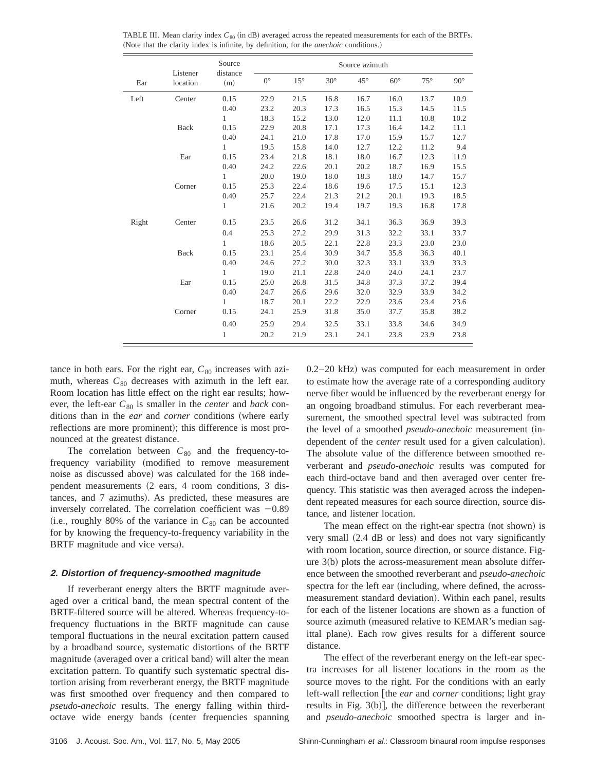TABLE III. Mean clarity index $C_{80}$ (in dB) averaged across the repeated measurements for each of the BRTFs. (Note that the clarity index is infinite, by definition, for the *anechoic* conditions.)

| Ear | Listener location | Source distance (m) | Source azimuth | | | | | | |
|---|---|---|---|---|---|---|---|---|---|
| | | | 0° | 15° | 30° | 45° | 60° | 75° | 90° |
| Left | Center | 0.15 | 22.9 | 21.5 | 16.8 | 16.7 | 16.0 | 13.7 | 10.9 |
| | | 0.40 | 23.2 | 20.3 | 17.3 | 16.5 | 15.3 | 14.5 | 11.5 |
| | | 1 | 18.3 | 15.2 | 13.0 | 12.0 | 11.1 | 10.8 | 10.2 |
| | Back | 0.15 | 22.9 | 20.8 | 17.1 | 17.3 | 16.4 | 14.2 | 11.1 |
| | | 0.40 | 24.1 | 21.0 | 17.8 | 17.0 | 15.9 | 15.7 | 12.7 |
| | | 1 | 19.5 | 15.8 | 14.0 | 12.7 | 12.2 | 11.2 | 9.4 |
| | Ear | 0.15 | 23.4 | 21.8 | 18.1 | 18.0 | 16.7 | 12.3 | 11.9 |
| | | 0.40 | 24.2 | 22.6 | 20.1 | 20.2 | 18.7 | 16.9 | 15.5 |
| | | 1 | 20.0 | 19.0 | 18.0 | 18.3 | 18.0 | 14.7 | 15.7 |
| | Corner | 0.15 | 25.3 | 22.4 | 18.6 | 19.6 | 17.5 | 15.1 | 12.3 |
| | | 0.40 | 25.7 | 22.4 | 21.3 | 21.2 | 20.1 | 19.3 | 18.5 |
| | | 1 | 21.6 | 20.2 | 19.4 | 19.7 | 19.3 | 16.8 | 17.8 |
| Right | Center | 0.15 | 23.5 | 26.6 | 31.2 | 34.1 | 36.3 | 36.9 | 39.3 |
| | | 0.4 | 25.3 | 27.2 | 29.9 | 31.3 | 32.2 | 33.1 | 33.7 |
| | | 1 | 18.6 | 20.5 | 22.1 | 22.8 | 23.3 | 23.0 | 23.0 |
| | Back | 0.15 | 23.1 | 25.4 | 30.9 | 34.7 | 35.8 | 36.3 | 40.1 |
| | | 0.40 | 24.6 | 27.2 | 30.0 | 32.3 | 33.1 | 33.9 | 33.3 |
| | | 1 | 19.0 | 21.1 | 22.8 | 24.0 | 24.0 | 24.1 | 23.7 |
| | Ear | 0.15 | 25.0 | 26.8 | 31.5 | 34.8 | 37.3 | 37.2 | 39.4 |
| | | 0.40 | 24.7 | 26.6 | 29.6 | 32.0 | 32.9 | 33.9 | 34.2 |
| | | 1 | 18.7 | 20.1 | 22.2 | 22.9 | 23.6 | 23.4 | 23.6 |
| | Corner | 0.15 | 24.1 | 25.9 | 31.8 | 35.0 | 37.7 | 35.8 | 38.2 |
| | | 0.40 | 25.9 | 29.4 | 32.5 | 33.1 | 33.8 | 34.6 | 34.9 |
| | | 1 | 20.2 | 21.9 | 23.1 | 24.1 | 23.8 | 23.9 | 23.8 |

tance in both ears. For the right ear, $C_{80}$ increases with azimuth, whereas $C_{80}$ decreases with azimuth in the left ear. Room location has little effect on the right ear results; however, the left-ear $C_{80}$ is smaller in the *center* and *back* conditions than in the *ear* and *corner* conditions (where early reflections are more prominent); this difference is most pronounced at the greatest distance.

The correlation between $C_{80}$ and the frequency-to-frequency variability (modified to remove measurement noise as discussed above) was calculated for the 168 independent measurements (2 ears, 4 room conditions, 3 distances, and 7 azimuths). As predicted, these measures are inversely correlated. The correlation coefficient was $-0.89$ (i.e., roughly 80% of the variance in $C_{80}$ can be accounted for by knowing the frequency-to-frequency variability in the BRTF magnitude and vice versa).

### 2. Distortion of frequency-smoothed magnitude

If reverberant energy alters the BRTF magnitude averaged over a critical band, the mean spectral content of the BRTF-filtered source will be altered. Whereas frequency-to-frequency fluctuations in the BRTF magnitude can cause temporal fluctuations in the neural excitation pattern caused by a broadband source, systematic distortions of the BRTF magnitude (averaged over a critical band) will alter the mean excitation pattern. To quantify such systematic spectral distortion arising from reverberant energy, the BRTF magnitude was first smoothed over frequency and then compared to *pseudo-anechoic* results. The energy falling within third-octave wide energy bands (center frequencies spanning 0.2–20 kHz) was computed for each measurement in order to estimate how the average rate of a corresponding auditory nerve fiber would be influenced by the reverberant energy for an ongoing broadband stimulus. For each reverberant measurement, the smoothed spectral level was subtracted from the level of a smoothed *pseudo-anechoic* measurement (independent of the *center* result used for a given calculation). The absolute value of the difference between smoothed reverberant and *pseudo-anechoic* results was computed for each third-octave band and then averaged over center frequency. This statistic was then averaged across the independent repeated measures for each source direction, source distance, and listener location.

The mean effect on the right-ear spectra (not shown) is very small (2.4 dB or less) and does not vary significantly with room location, source direction, or source distance. Figure 3(b) plots the across-measurement mean absolute difference between the smoothed reverberant and *pseudo-anechoic* spectra for the left ear (including, where defined, the across-measurement standard deviation). Within each panel, results for each of the listener locations are shown as a function of source azimuth (measured relative to KEMAR's median sagittal plane). Each row gives results for a different source distance.

The effect of the reverberant energy on the left-ear spectra increases for all listener locations in the room as the source moves to the right. For the conditions with an early left-wall reflection [the *ear* and *corner* conditions; light gray results in Fig. 3(b)], the difference between the reverberant and *pseudo-anechoic* smoothed spectra is larger and in-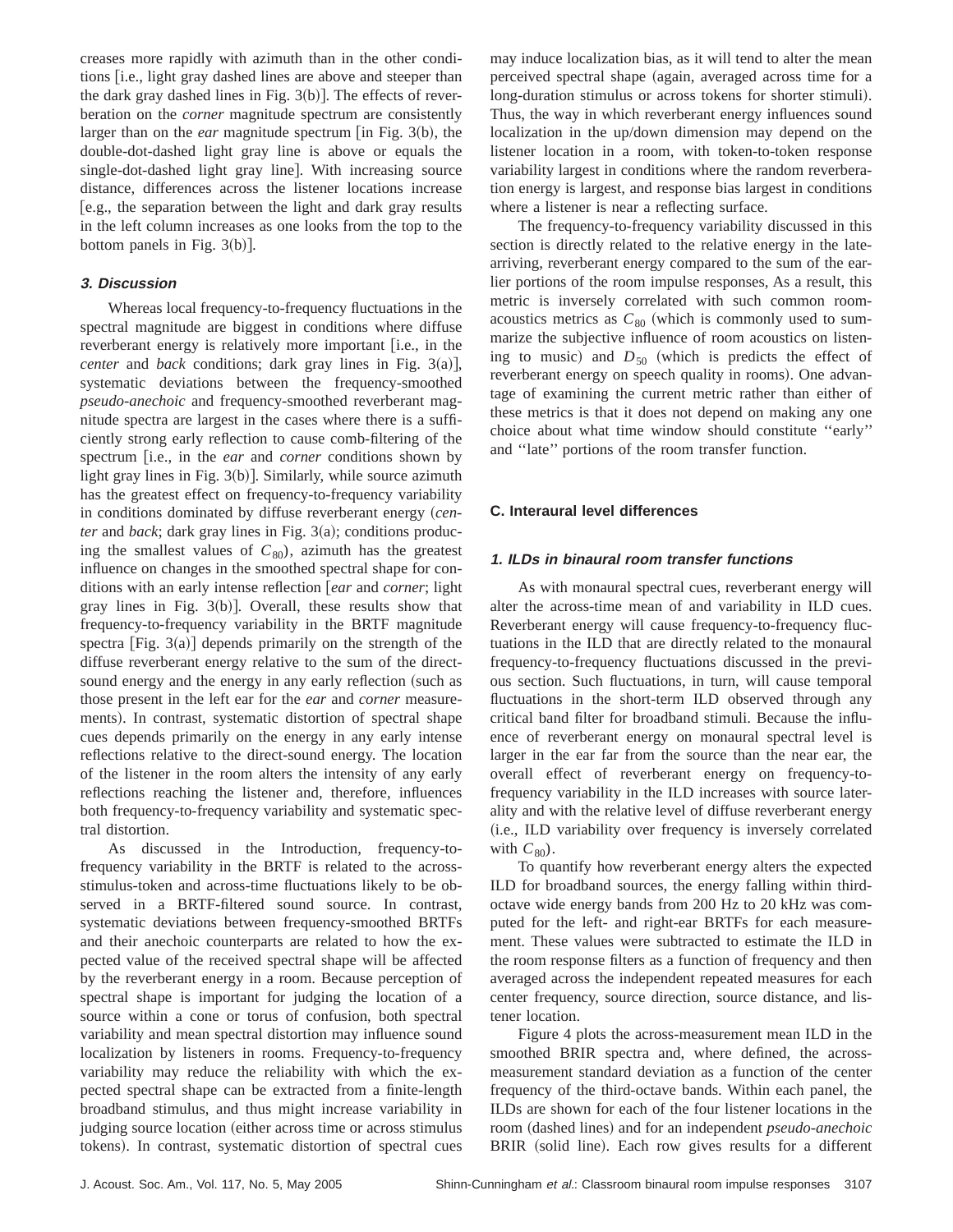creases more rapidly with azimuth than in the other conditions [i.e., light gray dashed lines are above and steeper than the dark gray dashed lines in Fig. 3(b)]. The effects of reverberation on the *corner* magnitude spectrum are consistently larger than on the *ear* magnitude spectrum [in Fig. 3(b), the double-dot-dashed light gray line is above or equals the single-dot-dashed light gray line]. With increasing source distance, differences across the listener locations increase [e.g., the separation between the light and dark gray results in the left column increases as one looks from the top to the bottom panels in Fig. 3(b)].

### 3. Discussion

Whereas local frequency-to-frequency fluctuations in the spectral magnitude are biggest in conditions where diffuse reverberant energy is relatively more important [i.e., in the *center* and *back* conditions; dark gray lines in Fig. 3(a)], systematic deviations between the frequency-smoothed *pseudo-anechoic* and frequency-smoothed reverberant magnitude spectra are largest in the cases where there is a sufficiently strong early reflection to cause comb-filtering of the spectrum [i.e., in the *ear* and *corner* conditions shown by light gray lines in Fig. 3(b)]. Similarly, while source azimuth has the greatest effect on frequency-to-frequency variability in conditions dominated by diffuse reverberant energy (*center* and *back*; dark gray lines in Fig. 3(a); conditions producing the smallest values of $C_{80}$), azimuth has the greatest influence on changes in the smoothed spectral shape for conditions with an early intense reflection [*ear* and *corner*; light gray lines in Fig. 3(b)]. Overall, these results show that frequency-to-frequency variability in the BRTF magnitude spectra [Fig. 3(a)] depends primarily on the strength of the diffuse reverberant energy relative to the sum of the direct-sound energy and the energy in any early reflection (such as those present in the left ear for the *ear* and *corner* measurements). In contrast, systematic distortion of spectral shape cues depends primarily on the energy in any early intense reflections relative to the direct-sound energy. The location of the listener in the room alters the intensity of any early reflections reaching the listener and, therefore, influences both frequency-to-frequency variability and systematic spectral distortion.

As discussed in the Introduction, frequency-to-frequency variability in the BRTF is related to the across-stimulus-token and across-time fluctuations likely to be observed in a BRTF-filtered sound source. In contrast, systematic deviations between frequency-smoothed BRTFs and their anechoic counterparts are related to how the expected value of the received spectral shape will be affected by the reverberant energy in a room. Because perception of spectral shape is important for judging the location of a source within a cone or torus of confusion, both spectral variability and mean spectral distortion may influence sound localization by listeners in rooms. Frequency-to-frequency variability may reduce the reliability with which the expected spectral shape can be extracted from a finite-length broadband stimulus, and thus might increase variability in judging source location (either across time or across stimulus tokens). In contrast, systematic distortion of spectral cues may induce localization bias, as it will tend to alter the mean perceived spectral shape (again, averaged across time for a long-duration stimulus or across tokens for shorter stimuli). Thus, the way in which reverberant energy influences sound localization in the up/down dimension may depend on the listener location in a room, with token-to-token response variability largest in conditions where the random reverberation energy is largest, and response bias largest in conditions where a listener is near a reflecting surface.

The frequency-to-frequency variability discussed in this section is directly related to the relative energy in the late-arriving, reverberant energy compared to the sum of the earlier portions of the room impulse responses, As a result, this metric is inversely correlated with such common room-acoustics metrics as $C_{80}$ (which is commonly used to summarize the subjective influence of room acoustics on listening to music) and $D_{50}$ (which is predicts the effect of reverberant energy on speech quality in rooms). One advantage of examining the current metric rather than either of these metrics is that it does not depend on making any one choice about what time window should constitute ''early'' and ''late'' portions of the room transfer function.

## C. Interaural level differences

### 1. ILDs in binaural room transfer functions

As with monaural spectral cues, reverberant energy will alter the across-time mean of and variability in ILD cues. Reverberant energy will cause frequency-to-frequency fluctuations in the ILD that are directly related to the monaural frequency-to-frequency fluctuations discussed in the previous section. Such fluctuations, in turn, will cause temporal fluctuations in the short-term ILD observed through any critical band filter for broadband stimuli. Because the influence of reverberant energy on monaural spectral level is larger in the ear far from the source than the near ear, the overall effect of reverberant energy on frequency-to-frequency variability in the ILD increases with source laterality and with the relative level of diffuse reverberant energy (i.e., ILD variability over frequency is inversely correlated with $C_{80}$).

To quantify how reverberant energy alters the expected ILD for broadband sources, the energy falling within third-octave wide energy bands from 200 Hz to 20 kHz was computed for the left- and right-ear BRTFs for each measurement. These values were subtracted to estimate the ILD in the room response filters as a function of frequency and then averaged across the independent repeated measures for each center frequency, source direction, source distance, and listener location.

Figure 4 plots the across-measurement mean ILD in the smoothed BRIR spectra and, where defined, the across-measurement standard deviation as a function of the center frequency of the third-octave bands. Within each panel, the ILDs are shown for each of the four listener locations in the room (dashed lines) and for an independent *pseudo-anechoic* BRIR (solid line). Each row gives results for a different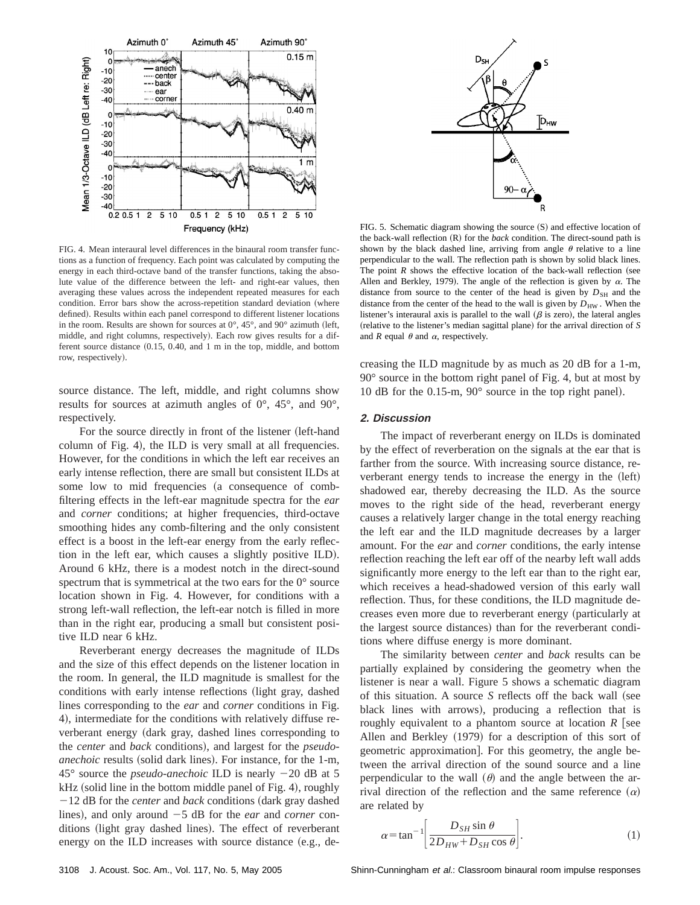FIG. 4. Mean interaural level differences in the binaural room transfer functions as a function of frequency. Each point was calculated by computing the energy in each third-octave band of the transfer functions, taking the absolute value of the difference between the left- and right-ear values, then averaging these values across the independent repeated measures for each condition. Error bars show the across-repetition standard deviation (where defined). Results within each panel correspond to different listener locations in the room. Results are shown for sources at 0°, 45°, and 90° azimuth (left, middle, and right columns, respectively). Each row gives results for a different source distance (0.15, 0.40, and 1 m in the top, middle, and bottom row, respectively).

source distance. The left, middle, and right columns show results for sources at azimuth angles of 0°, 45°, and 90°, respectively.

For the source directly in front of the listener (left-hand column of Fig. 4), the ILD is very small at all frequencies. However, for the conditions in which the left ear receives an early intense reflection, there are small but consistent ILDs at some low to mid frequencies (a consequence of comb-filtering effects in the left-ear magnitude spectra for the *ear* and *corner* conditions; at higher frequencies, third-octave smoothing hides any comb-filtering and the only consistent effect is a boost in the left-ear energy from the early reflection in the left ear, which causes a slightly positive ILD). Around 6 kHz, there is a modest notch in the direct-sound spectrum that is symmetrical at the two ears for the 0° source location shown in Fig. 4. However, for conditions with a strong left-wall reflection, the left-ear notch is filled in more than in the right ear, producing a small but consistent positive ILD near 6 kHz.

Reverberant energy decreases the magnitude of ILDs and the size of this effect depends on the listener location in the room. In general, the ILD magnitude is smallest for the conditions with early intense reflections (light gray, dashed lines corresponding to the *ear* and *corner* conditions in Fig. 4), intermediate for the conditions with relatively diffuse reverberant energy (dark gray, dashed lines corresponding to the *center* and *back* conditions), and largest for the *pseudo-anechoic* results (solid dark lines). For instance, for the 1-m, 45° source the *pseudo-anechoic* ILD is nearly −20 dB at 5 kHz (solid line in the bottom middle panel of Fig. 4), roughly −12 dB for the *center* and *back* conditions (dark gray dashed lines), and only around −5 dB for the *ear* and *corner* conditions (light gray dashed lines). The effect of reverberant energy on the ILD increases with source distance (e.g., decreasing the ILD magnitude by as much as 20 dB for a 1-m, 90° source in the bottom right panel of Fig. 4, but at most by 10 dB for the 0.15-m, 90° source in the top right panel).

FIG. 5. Schematic diagram showing the source (S) and effective location of the back-wall reflection (R) for the *back* condition. The direct-sound path is shown by the black dashed line, arriving from angle $\theta$ relative to a line perpendicular to the wall. The reflection path is shown by solid black lines. The point $R$ shows the effective location of the back-wall reflection (see Allen and Berkley, 1979). The angle of the reflection is given by $\alpha$. The distance from source to the center of the head is given by $D_{SH}$ and the distance from the center of the head to the wall is given by $D_{HW}$. When the listener's interaural axis is parallel to the wall ($\beta$ is zero), the lateral angles (relative to the listener's median sagittal plane) for the arrival direction of $S$ and $R$ equal $\theta$ and $\alpha$, respectively.

### 2. Discussion

The impact of reverberant energy on ILDs is dominated by the effect of reverberation on the signals at the ear that is farther from the source. With increasing source distance, reverberant energy tends to increase the energy in the (left) shadowed ear, thereby decreasing the ILD. As the source moves to the right side of the head, reverberant energy causes a relatively larger change in the total energy reaching the left ear and the ILD magnitude decreases by a larger amount. For the *ear* and *corner* conditions, the early intense reflection reaching the left ear off of the nearby left wall adds significantly more energy to the left ear than to the right ear, which receives a head-shadowed version of this early wall reflection. Thus, for these conditions, the ILD magnitude decreases even more due to reverberant energy (particularly at the largest source distances) than for the reverberant conditions where diffuse energy is more dominant.

The similarity between *center* and *back* results can be partially explained by considering the geometry when the listener is near a wall. Figure 5 shows a schematic diagram of this situation. A source $S$ reflects off the back wall (see black lines with arrows), producing a reflection that is roughly equivalent to a phantom source at location $R$ [see Allen and Berkley (1979) for a description of this sort of geometric approximation]. For this geometry, the angle between the arrival direction of the sound source and a line perpendicular to the wall ($\theta$) and the angle between the arrival direction of the reflection and the same reference ($\alpha$) are related by

$$\alpha = \tan^{-1}\left[\frac{D_{SH}\sin\theta}{2D_{HW}+D_{SH}\cos\theta}\right]. \tag{1}$$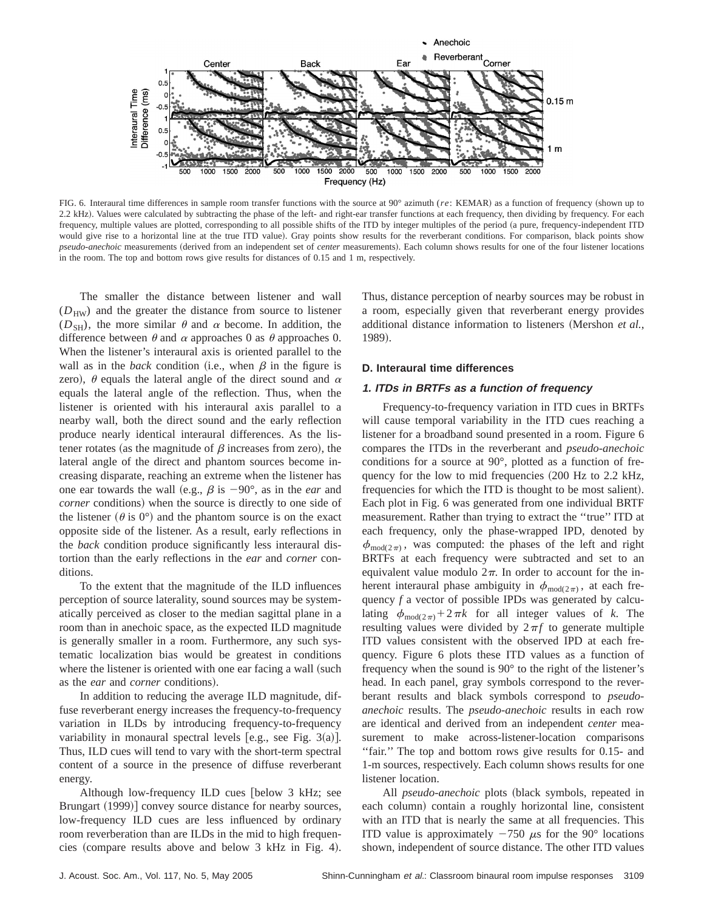FIG. 6. Interaural time differences in sample room transfer functions with the source at 90° azimuth (*re*: KEMAR) as a function of frequency (shown up to 2.2 kHz). Values were calculated by subtracting the phase of the left- and right-ear transfer functions at each frequency, then dividing by frequency. For each frequency, multiple values are plotted, corresponding to all possible shifts of the ITD by integer multiples of the period (a pure, frequency-independent ITD would give rise to a horizontal line at the true ITD value). Gray points show results for the reverberant conditions. For comparison, black points show *pseudo-anechoic* measurements (derived from an independent set of *center* measurements). Each column shows results for one of the four listener locations in the room. The top and bottom rows give results for distances of 0.15 and 1 m, respectively.

The smaller the distance between listener and wall ($D_{\mathrm{HW}}$) and the greater the distance from source to listener ($D_{\mathrm{SH}}$), the more similar $\theta$ and $\alpha$ become. In addition, the difference between $\theta$ and $\alpha$ approaches 0 as $\theta$ approaches 0. When the listener's interaural axis is oriented parallel to the wall as in the *back* condition (i.e., when $\beta$ in the figure is zero), $\theta$ equals the lateral angle of the direct sound and $\alpha$ equals the lateral angle of the reflection. Thus, when the listener is oriented with his interaural axis parallel to a nearby wall, both the direct sound and the early reflection produce nearly identical interaural differences. As the listener rotates (as the magnitude of $\beta$ increases from zero), the lateral angle of the direct and phantom sources become increasing disparate, reaching an extreme when the listener has one ear towards the wall (e.g., $\beta$ is $-90°$, as in the *ear* and *corner* conditions) when the source is directly to one side of the listener ($\theta$ is 0°) and the phantom source is on the exact opposite side of the listener. As a result, early reflections in the *back* condition produce significantly less interaural distortion than the early reflections in the *ear* and *corner* conditions.

To the extent that the magnitude of the ILD influences perception of source laterality, sound sources may be systematically perceived as closer to the median sagittal plane in a room than in anechoic space, as the expected ILD magnitude is generally smaller in a room. Furthermore, any such systematic localization bias would be greatest in conditions where the listener is oriented with one ear facing a wall (such as the *ear* and *corner* conditions).

In addition to reducing the average ILD magnitude, diffuse reverberant energy increases the frequency-to-frequency variation in ILDs by introducing frequency-to-frequency variability in monaural spectral levels [e.g., see Fig. 3(a)]. Thus, ILD cues will tend to vary with the short-term spectral content of a source in the presence of diffuse reverberant energy.

Although low-frequency ILD cues [below 3 kHz; see Brungart (1999)] convey source distance for nearby sources, low-frequency ILD cues are less influenced by ordinary room reverberation than are ILDs in the mid to high frequencies (compare results above and below 3 kHz in Fig. 4). Thus, distance perception of nearby sources may be robust in a room, especially given that reverberant energy provides additional distance information to listeners (Mershon *et al.*, 1989).

### D. Interaural time differences

#### 1. ITDs in BRTFs as a function of frequency

Frequency-to-frequency variation in ITD cues in BRTFs will cause temporal variability in the ITD cues reaching a listener for a broadband sound presented in a room. Figure 6 compares the ITDs in the reverberant and *pseudo-anechoic* conditions for a source at 90°, plotted as a function of frequency for the low to mid frequencies (200 Hz to 2.2 kHz, frequencies for which the ITD is thought to be most salient). Each plot in Fig. 6 was generated from one individual BRTF measurement. Rather than trying to extract the "true" ITD at each frequency, only the phase-wrapped IPD, denoted by $\phi_{\mathrm{mod}(2\pi)}$, was computed: the phases of the left and right BRTFs at each frequency were subtracted and set to an equivalent value modulo $2\pi$. In order to account for the inherent interaural phase ambiguity in $\phi_{\mathrm{mod}(2\pi)}$, at each frequency $f$ a vector of possible IPDs was generated by calculating $\phi_{\mathrm{mod}(2\pi)}+2\pi k$ for all integer values of $k$. The resulting values were divided by $2\pi f$ to generate multiple ITD values consistent with the observed IPD at each frequency. Figure 6 plots these ITD values as a function of frequency when the sound is 90° to the right of the listener's head. In each panel, gray symbols correspond to the reverberant results and black symbols correspond to *pseudo-anechoic* results. The *pseudo-anechoic* results in each row are identical and derived from an independent *center* measurement to make across-listener-location comparisons "fair." The top and bottom rows give results for 0.15- and 1-m sources, respectively. Each column shows results for one listener location.

All *pseudo-anechoic* plots (black symbols, repeated in each column) contain a roughly horizontal line, consistent with an ITD that is nearly the same at all frequencies. This ITD value is approximately $-750$ $\mu$s for the 90° locations shown, independent of source distance. The other ITD values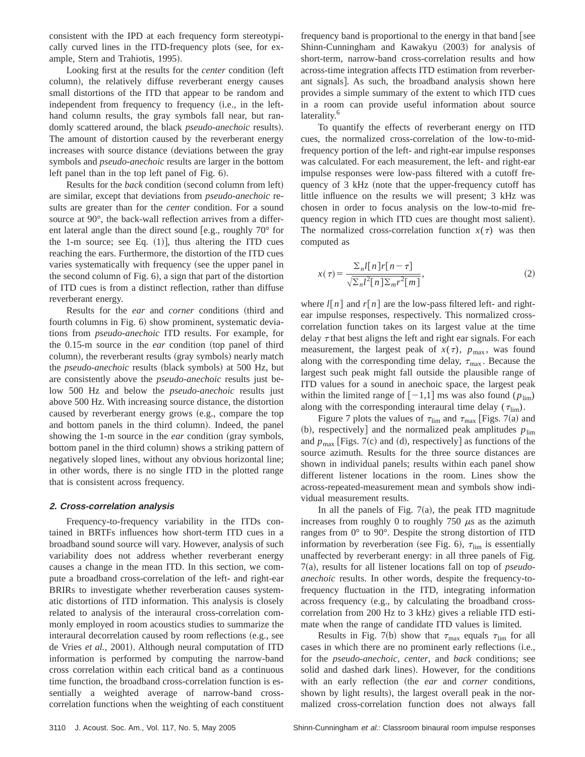consistent with the IPD at each frequency form stereotypically curved lines in the ITD-frequency plots (see, for example, Stern and Trahiotis, 1995).

Looking first at the results for the *center* condition (left column), the relatively diffuse reverberant energy causes small distortions of the ITD that appear to be random and independent from frequency to frequency (i.e., in the left-hand column results, the gray symbols fall near, but randomly scattered around, the black *pseudo-anechoic* results). The amount of distortion caused by the reverberant energy increases with source distance (deviations between the gray symbols and *pseudo-anechoic* results are larger in the bottom left panel than in the top left panel of Fig. 6).

Results for the *back* condition (second column from left) are similar, except that deviations from *pseudo-anechoic* results are greater than for the *center* condition. For a sound source at 90°, the back-wall reflection arrives from a different lateral angle than the direct sound [e.g., roughly 70° for the 1-m source; see Eq. (1)], thus altering the ITD cues reaching the ears. Furthermore, the distortion of the ITD cues varies systematically with frequency (see the upper panel in the second column of Fig. 6), a sign that part of the distortion of ITD cues is from a distinct reflection, rather than diffuse reverberant energy.

Results for the *ear* and *corner* conditions (third and fourth columns in Fig. 6) show prominent, systematic deviations from *pseudo-anechoic* ITD results. For example, for the 0.15-m source in the *ear* condition (top panel of third column), the reverberant results (gray symbols) nearly match the *pseudo-anechoic* results (black symbols) at 500 Hz, but are consistently above the *pseudo-anechoic* results just below 500 Hz and below the *pseudo-anechoic* results just above 500 Hz. With increasing source distance, the distortion caused by reverberant energy grows (e.g., compare the top and bottom panels in the third column). Indeed, the panel showing the 1-m source in the *ear* condition (gray symbols, bottom panel in the third column) shows a striking pattern of negatively sloped lines, without any obvious horizontal line; in other words, there is no single ITD in the plotted range that is consistent across frequency.

#### 2. Cross-correlation analysis

Frequency-to-frequency variability in the ITDs contained in BRTFs influences how short-term ITD cues in a broadband sound source will vary. However, analysis of such variability does not address whether reverberant energy causes a change in the mean ITD. In this section, we compute a broadband cross-correlation of the left- and right-ear BRIRs to investigate whether reverberation causes systematic distortions of ITD information. This analysis is closely related to analysis of the interaural cross-correlation commonly employed in room acoustics studies to summarize the interaural decorrelation caused by room reflections (e.g., see de Vries *et al.*, 2001). Although neural computation of ITD information is performed by computing the narrow-band cross correlation within each critical band as a continuous time function, the broadband cross-correlation function is essentially a weighted average of narrow-band cross-correlation functions when the weighting of each constituent frequency band is proportional to the energy in that band [see Shinn-Cunningham and Kawakyu (2003) for analysis of short-term, narrow-band cross-correlation results and how across-time integration affects ITD estimation from reverberant signals]. As such, the broadband analysis shown here provides a simple summary of the extent to which ITD cues in a room can provide useful information about source laterality.[6]

To quantify the effects of reverberant energy on ITD cues, the normalized cross-correlation of the low-to-mid-frequency portion of the left- and right-ear impulse responses was calculated. For each measurement, the left- and right-ear impulse responses were low-pass filtered with a cutoff frequency of 3 kHz (note that the upper-frequency cutoff has little influence on the results we will present; 3 kHz was chosen in order to focus analysis on the low-to-mid frequency region in which ITD cues are thought most salient). The normalized cross-correlation function $x(\tau)$ was then computed as

$$x(\tau)=\frac{\Sigma_n l[n]r[n-\tau]}{\sqrt{\Sigma_n l^2[n]\Sigma_m r^2[m]}}, \qquad (2)$$

where $l[n]$ and $r[n]$ are the low-pass filtered left- and right-ear impulse responses, respectively. This normalized cross-correlation function takes on its largest value at the time delay $\tau$ that best aligns the left and right ear signals. For each measurement, the largest peak of $x(\tau)$, $p_{\max}$, was found along with the corresponding time delay, $\tau_{\max}$. Because the largest such peak might fall outside the plausible range of ITD values for a sound in anechoic space, the largest peak within the limited range of $[-1,1]$ ms was also found ($p_{\lim}$) along with the corresponding interaural time delay ($\tau_{\lim}$).

Figure 7 plots the values of $\tau_{\lim}$ and $\tau_{\max}$ [Figs. 7(a) and (b), respectively] and the normalized peak amplitudes $p_{\lim}$ and $p_{\max}$ [Figs. 7(c) and (d), respectively] as functions of the source azimuth. Results for the three source distances are shown in individual panels; results within each panel show different listener locations in the room. Lines show the across-repeated-measurement mean and symbols show individual measurement results.

In all the panels of Fig. 7(a), the peak ITD magnitude increases from roughly 0 to roughly 750 $\mu$s as the azimuth ranges from 0° to 90°. Despite the strong distortion of ITD information by reverberation (see Fig. 6), $\tau_{\lim}$ is essentially unaffected by reverberant energy: in all three panels of Fig. 7(a), results for all listener locations fall on top of *pseudo-anechoic* results. In other words, despite the frequency-to-frequency fluctuation in the ITD, integrating information across frequency (e.g., by calculating the broadband cross-correlation from 200 Hz to 3 kHz) gives a reliable ITD estimate when the range of candidate ITD values is limited.

Results in Fig. 7(b) show that $\tau_{\max}$ equals $\tau_{\lim}$ for all cases in which there are no prominent early reflections (i.e., for the *pseudo-anechoic*, *center*, and *back* conditions; see solid and dashed dark lines). However, for the conditions with an early reflection (the *ear* and *corner* conditions, shown by light results), the largest overall peak in the normalized cross-correlation function does not always fall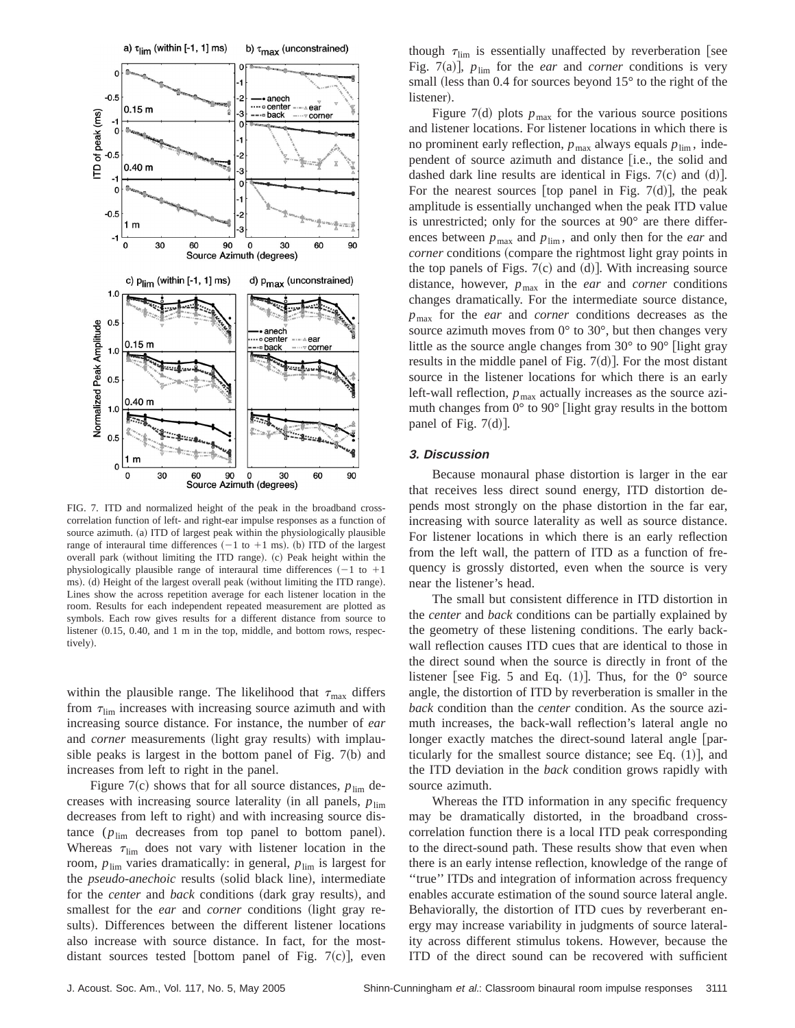FIG. 7. ITD and normalized height of the peak in the broadband cross-correlation function of left- and right-ear impulse responses as a function of source azimuth. (a) ITD of largest peak within the physiologically plausible range of interaural time differences (−1 to +1 ms). (b) ITD of the largest overall park (without limiting the ITD range). (c) Peak height within the physiologically plausible range of interaural time differences (−1 to +1 ms). (d) Height of the largest overall peak (without limiting the ITD range). Lines show the across repetition average for each listener location in the room. Results for each independent repeated measurement are plotted as symbols. Each row gives results for a different distance from source to listener (0.15, 0.40, and 1 m in the top, middle, and bottom rows, respectively).

within the plausible range. The likelihood that $\tau_{max}$ differs from $\tau_{lim}$ increases with increasing source azimuth and with increasing source distance. For instance, the number of *ear* and *corner* measurements (light gray results) with implausible peaks is largest in the bottom panel of Fig. 7(b) and increases from left to right in the panel.

Figure 7(c) shows that for all source distances, $p_{lim}$ decreases with increasing source laterality (in all panels, $p_{lim}$ decreases from left to right) and with increasing source distance ($p_{lim}$ decreases from top panel to bottom panel). Whereas $\tau_{lim}$ does not vary with listener location in the room, $p_{lim}$ varies dramatically: in general, $p_{lim}$ is largest for the *pseudo-anechoic* results (solid black line), intermediate for the *center* and *back* conditions (dark gray results), and smallest for the *ear* and *corner* conditions (light gray results). Differences between the different listener locations also increase with source distance. In fact, for the most-distant sources tested [bottom panel of Fig. 7(c)], even though $\tau_{lim}$ is essentially unaffected by reverberation [see Fig. 7(a)], $p_{lim}$ for the *ear* and *corner* conditions is very small (less than 0.4 for sources beyond 15° to the right of the listener).

Figure 7(d) plots $p_{max}$ for the various source positions and listener locations. For listener locations in which there is no prominent early reflection, $p_{max}$ always equals $p_{lim}$, independent of source azimuth and distance [i.e., the solid and dashed dark line results are identical in Figs. 7(c) and (d)]. For the nearest sources [top panel in Fig. 7(d)], the peak amplitude is essentially unchanged when the peak ITD value is unrestricted; only for the sources at 90° are there differences between $p_{max}$ and $p_{lim}$, and only then for the *ear* and *corner* conditions (compare the rightmost light gray points in the top panels of Figs. 7(c) and (d)]. With increasing source distance, however, $p_{max}$ in the *ear* and *corner* conditions changes dramatically. For the intermediate source distance, $p_{max}$ for the *ear* and *corner* conditions decreases as the source azimuth moves from 0° to 30°, but then changes very little as the source angle changes from 30° to 90° [light gray results in the middle panel of Fig. 7(d)]. For the most distant source in the listener locations for which there is an early left-wall reflection, $p_{max}$ actually increases as the source azimuth changes from 0° to 90° [light gray results in the bottom panel of Fig. 7(d)].

### 3. Discussion

Because monaural phase distortion is larger in the ear that receives less direct sound energy, ITD distortion depends most strongly on the phase distortion in the far ear, increasing with source laterality as well as source distance. For listener locations in which there is an early reflection from the left wall, the pattern of ITD as a function of frequency is grossly distorted, even when the source is very near the listener's head.

The small but consistent difference in ITD distortion in the *center* and *back* conditions can be partially explained by the geometry of these listening conditions. The early back-wall reflection causes ITD cues that are identical to those in the direct sound when the source is directly in front of the listener [see Fig. 5 and Eq. (1)]. Thus, for the 0° source angle, the distortion of ITD by reverberation is smaller in the *back* condition than the *center* condition. As the source azimuth increases, the back-wall reflection's lateral angle no longer exactly matches the direct-sound lateral angle [particularly for the smallest source distance; see Eq. (1)], and the ITD deviation in the *back* condition grows rapidly with source azimuth.

Whereas the ITD information in any specific frequency may be dramatically distorted, in the broadband cross-correlation function there is a local ITD peak corresponding to the direct-sound path. These results show that even when there is an early intense reflection, knowledge of the range of "true" ITDs and integration of information across frequency enables accurate estimation of the sound source lateral angle. Behaviorally, the distortion of ITD cues by reverberant energy may increase variability in judgments of source laterality across different stimulus tokens. However, because the ITD of the direct sound can be recovered with sufficient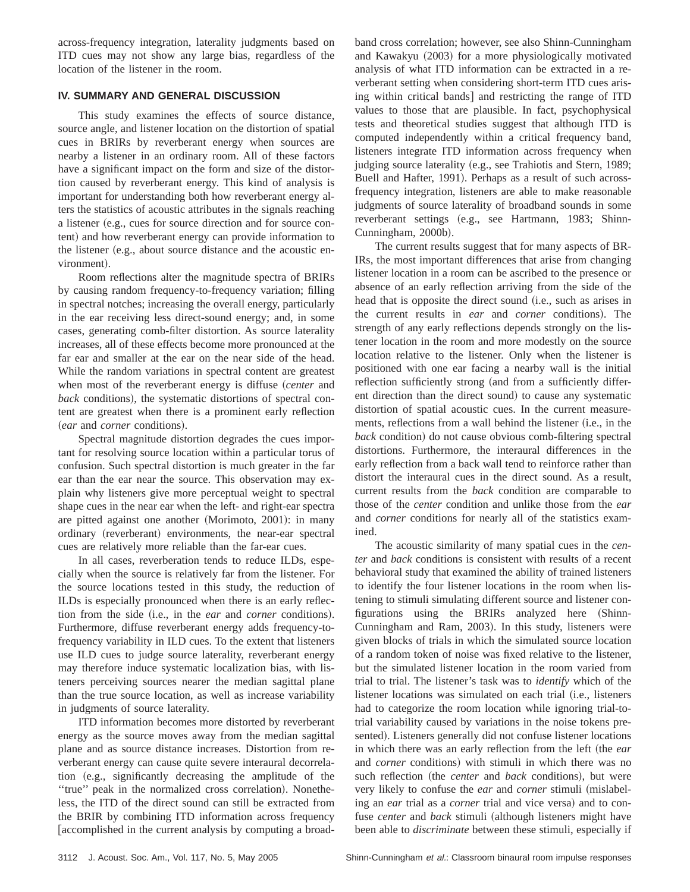across-frequency integration, laterality judgments based on ITD cues may not show any large bias, regardless of the location of the listener in the room.

## IV. SUMMARY AND GENERAL DISCUSSION

This study examines the effects of source distance, source angle, and listener location on the distortion of spatial cues in BRIRs by reverberant energy when sources are nearby a listener in an ordinary room. All of these factors have a significant impact on the form and size of the distortion caused by reverberant energy. This kind of analysis is important for understanding both how reverberant energy alters the statistics of acoustic attributes in the signals reaching a listener (e.g., cues for source direction and for source content) and how reverberant energy can provide information to the listener (e.g., about source distance and the acoustic environment).

Room reflections alter the magnitude spectra of BRIRs by causing random frequency-to-frequency variation; filling in spectral notches; increasing the overall energy, particularly in the ear receiving less direct-sound energy; and, in some cases, generating comb-filter distortion. As source laterality increases, all of these effects become more pronounced at the far ear and smaller at the ear on the near side of the head. While the random variations in spectral content are greatest when most of the reverberant energy is diffuse (*center* and *back* conditions), the systematic distortions of spectral content are greatest when there is a prominent early reflection (*ear* and *corner* conditions).

Spectral magnitude distortion degrades the cues important for resolving source location within a particular torus of confusion. Such spectral distortion is much greater in the far ear than the ear near the source. This observation may explain why listeners give more perceptual weight to spectral shape cues in the near ear when the left- and right-ear spectra are pitted against one another (Morimoto, 2001): in many ordinary (reverberant) environments, the near-ear spectral cues are relatively more reliable than the far-ear cues.

In all cases, reverberation tends to reduce ILDs, especially when the source is relatively far from the listener. For the source locations tested in this study, the reduction of ILDs is especially pronounced when there is an early reflection from the side (i.e., in the *ear* and *corner* conditions). Furthermore, diffuse reverberant energy adds frequency-to-frequency variability in ILD cues. To the extent that listeners use ILD cues to judge source laterality, reverberant energy may therefore induce systematic localization bias, with listeners perceiving sources nearer the median sagittal plane than the true source location, as well as increase variability in judgments of source laterality.

ITD information becomes more distorted by reverberant energy as the source moves away from the median sagittal plane and as source distance increases. Distortion from reverberant energy can cause quite severe interaural decorrelation (e.g., significantly decreasing the amplitude of the "true" peak in the normalized cross correlation). Nonetheless, the ITD of the direct sound can still be extracted from the BRIR by combining ITD information across frequency [accomplished in the current analysis by computing a broadband cross correlation; however, see also Shinn-Cunningham and Kawakyu (2003) for a more physiologically motivated analysis of what ITD information can be extracted in a reverberant setting when considering short-term ITD cues arising within critical bands] and restricting the range of ITD values to those that are plausible. In fact, psychophysical tests and theoretical studies suggest that although ITD is computed independently within a critical frequency band, listeners integrate ITD information across frequency when judging source laterality (e.g., see Trahiotis and Stern, 1989; Buell and Hafter, 1991). Perhaps as a result of such across-frequency integration, listeners are able to make reasonable judgments of source laterality of broadband sounds in some reverberant settings (e.g., see Hartmann, 1983; Shinn-Cunningham, 2000b).

The current results suggest that for many aspects of BRIRs, the most important differences that arise from changing listener location in a room can be ascribed to the presence or absence of an early reflection arriving from the side of the head that is opposite the direct sound (i.e., such as arises in the current results in *ear* and *corner* conditions). The strength of any early reflections depends strongly on the listener location in the room and more modestly on the source location relative to the listener. Only when the listener is positioned with one ear facing a nearby wall is the initial reflection sufficiently strong (and from a sufficiently different direction than the direct sound) to cause any systematic distortion of spatial acoustic cues. In the current measurements, reflections from a wall behind the listener (i.e., in the *back* condition) do not cause obvious comb-filtering spectral distortions. Furthermore, the interaural differences in the early reflection from a back wall tend to reinforce rather than distort the interaural cues in the direct sound. As a result, current results from the *back* condition are comparable to those of the *center* condition and unlike those from the *ear* and *corner* conditions for nearly all of the statistics examined.

The acoustic similarity of many spatial cues in the *center* and *back* conditions is consistent with results of a recent behavioral study that examined the ability of trained listeners to identify the four listener locations in the room when listening to stimuli simulating different source and listener configurations using the BRIRs analyzed here (Shinn-Cunningham and Ram, 2003). In this study, listeners were given blocks of trials in which the simulated source location of a random token of noise was fixed relative to the listener, but the simulated listener location in the room varied from trial to trial. The listener's task was to *identify* which of the listener locations was simulated on each trial (i.e., listeners had to categorize the room location while ignoring trial-to-trial variability caused by variations in the noise tokens presented). Listeners generally did not confuse listener locations in which there was an early reflection from the left (the *ear* and *corner* conditions) with stimuli in which there was no such reflection (the *center* and *back* conditions), but were very likely to confuse the *ear* and *corner* stimuli (mislabeling an *ear* trial as a *corner* trial and vice versa) and to confuse *center* and *back* stimuli (although listeners might have been able to *discriminate* between these stimuli, especially if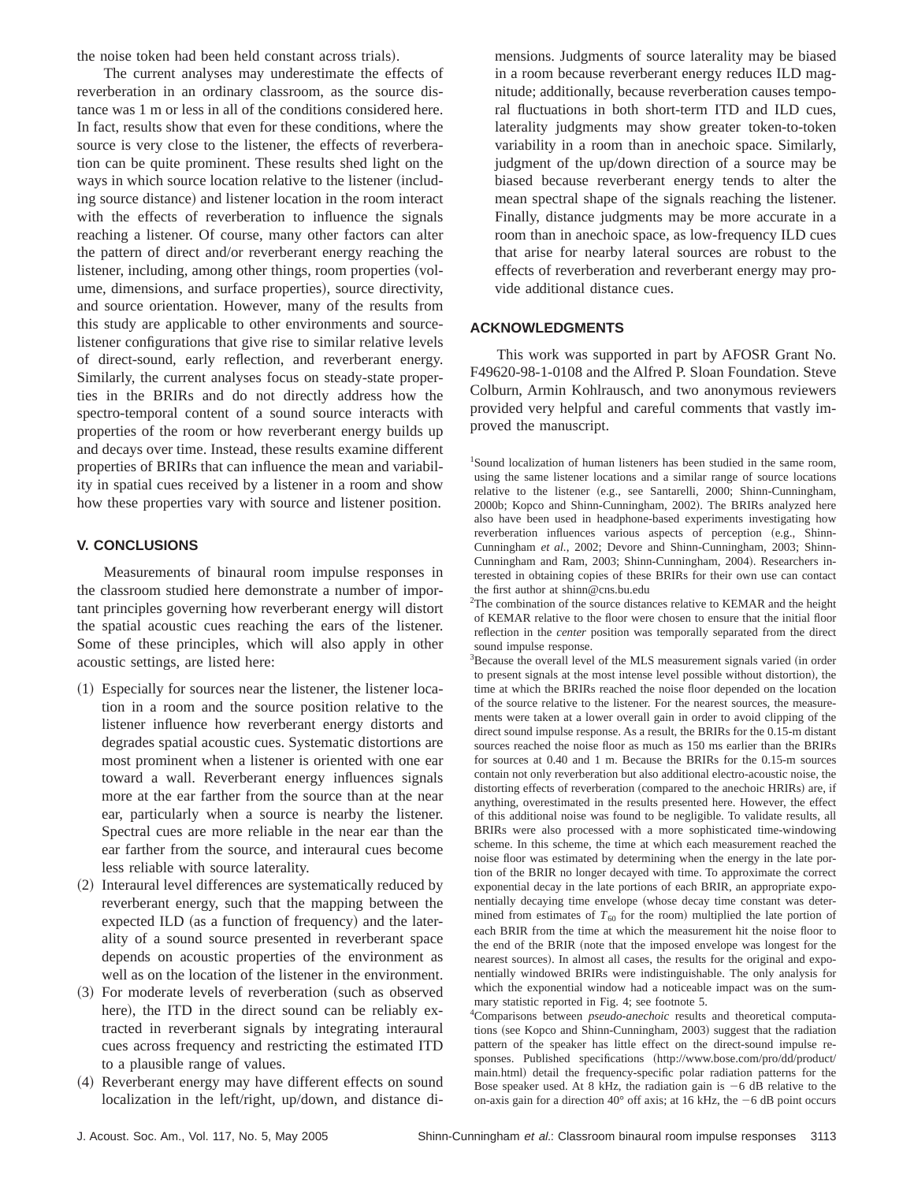the noise token had been held constant across trials).

The current analyses may underestimate the effects of reverberation in an ordinary classroom, as the source distance was 1 m or less in all of the conditions considered here. In fact, results show that even for these conditions, where the source is very close to the listener, the effects of reverberation can be quite prominent. These results shed light on the ways in which source location relative to the listener (including source distance) and listener location in the room interact with the effects of reverberation to influence the signals reaching a listener. Of course, many other factors can alter the pattern of direct and/or reverberant energy reaching the listener, including, among other things, room properties (volume, dimensions, and surface properties), source directivity, and source orientation. However, many of the results from this study are applicable to other environments and source-listener configurations that give rise to similar relative levels of direct-sound, early reflection, and reverberant energy. Similarly, the current analyses focus on steady-state properties in the BRIRs and do not directly address how the spectro-temporal content of a sound source interacts with properties of the room or how reverberant energy builds up and decays over time. Instead, these results examine different properties of BRIRs that can influence the mean and variability in spatial cues received by a listener in a room and show how these properties vary with source and listener position.

## V. CONCLUSIONS

Measurements of binaural room impulse responses in the classroom studied here demonstrate a number of important principles governing how reverberant energy will distort the spatial acoustic cues reaching the ears of the listener. Some of these principles, which will also apply in other acoustic settings, are listed here:

(1) Especially for sources near the listener, the listener location in a room and the source position relative to the listener influence how reverberant energy distorts and degrades spatial acoustic cues. Systematic distortions are most prominent when a listener is oriented with one ear toward a wall. Reverberant energy influences signals more at the ear farther from the source than at the near ear, particularly when a source is nearby the listener. Spectral cues are more reliable in the near ear than the ear farther from the source, and interaural cues become less reliable with source laterality.

(2) Interaural level differences are systematically reduced by reverberant energy, such that the mapping between the expected ILD (as a function of frequency) and the laterality of a sound source presented in reverberant space depends on acoustic properties of the environment as well as on the location of the listener in the environment.

(3) For moderate levels of reverberation (such as observed here), the ITD in the direct sound can be reliably extracted in reverberant signals by integrating interaural cues across frequency and restricting the estimated ITD to a plausible range of values.

(4) Reverberant energy may have different effects on sound localization in the left/right, up/down, and distance dimensions. Judgments of source laterality may be biased in a room because reverberant energy reduces ILD magnitude; additionally, because reverberation causes temporal fluctuations in both short-term ITD and ILD cues, laterality judgments may show greater token-to-token variability in a room than in anechoic space. Similarly, judgment of the up/down direction of a source may be biased because reverberant energy tends to alter the mean spectral shape of the signals reaching the listener. Finally, distance judgments may be more accurate in a room than in anechoic space, as low-frequency ILD cues that arise for nearby lateral sources are robust to the effects of reverberation and reverberant energy may provide additional distance cues.

## ACKNOWLEDGMENTS

This work was supported in part by AFOSR Grant No. F49620-98-1-0108 and the Alfred P. Sloan Foundation. Steve Colburn, Armin Kohlrausch, and two anonymous reviewers provided very helpful and careful comments that vastly improved the manuscript.

[1]Sound localization of human listeners has been studied in the same room, using the same listener locations and a similar range of source locations relative to the listener (e.g., see Santarelli, 2000; Shinn-Cunningham, 2000b; Kopco and Shinn-Cunningham, 2002). The BRIRs analyzed here also have been used in headphone-based experiments investigating how reverberation influences various aspects of perception (e.g., Shinn-Cunningham *et al.*, 2002; Devore and Shinn-Cunningham, 2003; Shinn-Cunningham and Ram, 2003; Shinn-Cunningham, 2004). Researchers interested in obtaining copies of these BRIRs for their own use can contact the first author at shinn@cns.bu.edu

[2]The combination of the source distances relative to KEMAR and the height of KEMAR relative to the floor were chosen to ensure that the initial floor reflection in the *center* position was temporally separated from the direct sound impulse response.

[3]Because the overall level of the MLS measurement signals varied (in order to present signals at the most intense level possible without distortion), the time at which the BRIRs reached the noise floor depended on the location of the source relative to the listener. For the nearest sources, the measurements were taken at a lower overall gain in order to avoid clipping of the direct sound impulse response. As a result, the BRIRs for the 0.15-m distant sources reached the noise floor as much as 150 ms earlier than the BRIRs for sources at 0.40 and 1 m. Because the BRIRs for the 0.15-m sources contain not only reverberation but also additional electro-acoustic noise, the distorting effects of reverberation (compared to the anechoic HRIRs) are, if anything, overestimated in the results presented here. However, the effect of this additional noise was found to be negligible. To validate results, all BRIRs were also processed with a more sophisticated time-windowing scheme. In this scheme, the time at which each measurement reached the noise floor was estimated by determining when the energy in the late portion of the BRIR no longer decayed with time. To approximate the correct exponential decay in the late portions of each BRIR, an appropriate exponentially decaying time envelope (whose decay time constant was determined from estimates of $T_{60}$ for the room) multiplied the late portion of each BRIR from the time at which the measurement hit the noise floor to the end of the BRIR (note that the imposed envelope was longest for the nearest sources). In almost all cases, the results for the original and exponentially windowed BRIRs were indistinguishable. The only analysis for which the exponential window had a noticeable impact was on the summary statistic reported in Fig. 4; see footnote 5.

[4]Comparisons between *pseudo-anechoic* results and theoretical computations (see Kopco and Shinn-Cunningham, 2003) suggest that the radiation pattern of the speaker has little effect on the direct-sound impulse responses. Published specifications (http://www.bose.com/pro/dd/product/main.html) detail the frequency-specific polar radiation patterns for the Bose speaker used. At 8 kHz, the radiation gain is $-6$ dB relative to the on-axis gain for a direction 40° off axis; at 16 kHz, the $-6$ dB point occurs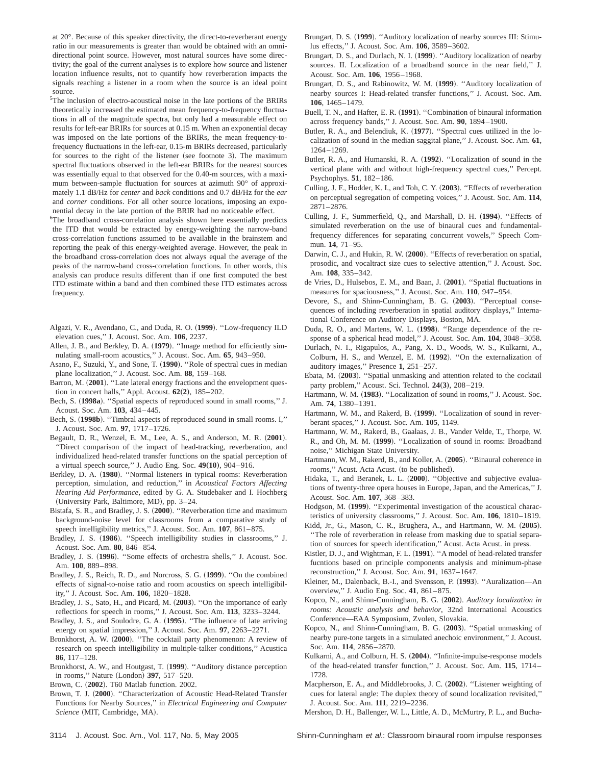at 20°. Because of this speaker directivity, the direct-to-reverberant energy ratio in our measurements is greater than would be obtained with an omnidirectional point source. However, most natural sources have some directivity; the goal of the current analyses is to explore how source and listener location influence results, not to quantify how reverberation impacts the signals reaching a listener in a room when the source is an ideal point source.

[5]The inclusion of electro-acoustical noise in the late portions of the BRIRs theoretically increased the estimated mean frequency-to-frequency fluctuations in all of the magnitude spectra, but only had a measurable effect on results for left-ear BRIRs for sources at 0.15 m. When an exponential decay was imposed on the late portions of the BRIRs, the mean frequency-to-frequency fluctuations in the left-ear, 0.15-m BRIRs decreased, particularly for sources to the right of the listener (see footnote 3). The maximum spectral fluctuations observed in the left-ear BRIRs for the nearest sources was essentially equal to that observed for the 0.40-m sources, with a maximum between-sample fluctuation for sources at azimuth 90° of approximately 1.1 dB/Hz for *center* and *back* conditions and 0.7 dB/Hz for the *ear* and *corner* conditions. For all other source locations, imposing an exponential decay in the late portion of the BRIR had no noticeable effect.

[6]The broadband cross-correlation analysis shown here essentially predicts the ITD that would be extracted by energy-weighting the narrow-band cross-correlation functions assumed to be available in the brainstem and reporting the peak of this energy-weighted average. However, the peak in the broadband cross-correlation does not always equal the average of the peaks of the narrow-band cross-correlation functions. In other words, this analysis can produce results different than if one first computed the best ITD estimate within a band and then combined these ITD estimates across frequency.

Algazi, V. R., Avendano, C., and Duda, R. O. (**1999**). ''Low-frequency ILD elevation cues,'' J. Acoust. Soc. Am. **106**, 2237.

Allen, J. B., and Berkley, D. A. (**1979**). ''Image method for efficiently simnulating small-room acoustics,'' J. Acoust. Soc. Am. **65**, 943–950.

Asano, F., Suzuki, Y., and Sone, T. (**1990**). ''Role of spectral cues in median plane localization,'' J. Acoust. Soc. Am. **88**, 159–168.

Barron, M. (**2001**). ''Late lateral energy fractions and the envelopment question in concert halls,'' Appl. Acoust. **62(2)**, 185–202.

Bech, S. (**1998a**). ''Spatial aspects of reproduced sound in small rooms,'' J. Acoust. Soc. Am. **103**, 434–445.

Bech, S. (**1998b**). ''Timbral aspects of reproduced sound in small rooms. I,'' J. Acoust. Soc. Am. **97**, 1717–1726.

Begault, D. R., Wenzel, E. M., Lee, A. S., and Anderson, M. R. (**2001**). ''Direct comparison of the impact of head-tracking, reverberation, and individualized head-related transfer functions on the spatial perception of a virtual speech source,'' J. Audio Eng. Soc. **49(10)**, 904–916.

Berkley, D. A. (**1980**). ''Normal listeners in typical rooms: Reverberation perception, simulation, and reduction,'' in *Acoustical Factors Affecting Hearing Aid Performance*, edited by G. A. Studebaker and I. Hochberg (University Park, Baltimore, MD), pp. 3–24.

Bistafa, S. R., and Bradley, J. S. (**2000**). ''Reverberation time and maximum background-noise level for classrooms from a comparative study of speech intelligibility metrics,'' J. Acoust. Soc. Am. **107**, 861–875.

Bradley, J. S. (**1986**). ''Speech intelligibility studies in classrooms,'' J. Acoust. Soc. Am. **80**, 846–854.

Bradley, J. S. (**1996**). ''Some effects of orchestra shells,'' J. Acoust. Soc. Am. **100**, 889–898.

Bradley, J. S., Reich, R. D., and Norcross, S. G. (**1999**). ''On the combined effects of signal-to-noise ratio and room acoustics on speech intelligibility,'' J. Acoust. Soc. Am. **106**, 1820–1828.

Bradley, J. S., Sato, H., and Picard, M. (**2003**). ''On the importance of early reflections for speech in rooms,'' J. Acoust. Soc. Am. **113**, 3233–3244.

Bradley, J. S., and Soulodre, G. A. (**1995**). ''The influence of late arriving energy on spatial impression,'' J. Acoust. Soc. Am. **97**, 2263–2271.

Bronkhorst, A. W. (**2000**). ''The cocktail party phenomenon: A review of research on speech intelligibility in multiple-talker conditions,'' Acustica **86**, 117–128.

Bronkhorst, A. W., and Houtgast, T. (**1999**). ''Auditory distance perception in rooms,'' Nature (London) **397**, 517–520.

Brown, C. (**2002**). T60 Matlab function. 2002.

Brown, T. J. (**2000**). ''Characterization of Acoustic Head-Related Transfer Functions for Nearby Sources,'' in *Electrical Engineering and Computer Science* (MIT, Cambridge, MA).

Brungart, D. S. (**1999**). ''Auditory localization of nearby sources III: Stimulus effects,'' J. Acoust. Soc. Am. **106**, 3589–3602.

Brungart, D. S., and Durlach, N. I. (**1999**). ''Auditory localization of nearby sources. II. Localization of a broadband source in the near field,'' J. Acoust. Soc. Am. **106**, 1956–1968.

Brungart, D. S., and Rabinowitz, W. M. (**1999**). ''Auditory localization of nearby sources I: Head-related transfer functions,'' J. Acoust. Soc. Am. **106**, 1465–1479.

Buell, T. N., and Hafter, E. R. (**1991**). ''Combination of binaural information across frequency bands,'' J. Acoust. Soc. Am. **90**, 1894–1900.

Butler, R. A., and Belendiuk, K. (**1977**). ''Spectral cues utilized in the localization of sound in the median saggital plane,'' J. Acoust. Soc. Am. **61**, 1264–1269.

Butler, R. A., and Humanski, R. A. (**1992**). ''Localization of sound in the vertical plane with and without high-frequency spectral cues,'' Percept. Psychophys. **51**, 182–186.

Culling, J. F., Hodder, K. I., and Toh, C. Y. (**2003**). ''Effects of reverberation on perceptual segregation of competing voices,'' J. Acoust. Soc. Am. **114**, 2871–2876.

Culling, J. F., Summerfield, Q., and Marshall, D. H. (**1994**). ''Effects of simulated reverberation on the use of binaural cues and fundamental-frequency differences for separating concurrent vowels,'' Speech Commun. **14**, 71–95.

Darwin, C. J., and Hukin, R. W. (**2000**). ''Effects of reverberation on spatial, prosodic, and vocaltract size cues to selective attention,'' J. Acoust. Soc. Am. **108**, 335–342.

de Vries, D., Hulsebos, E. M., and Baan, J. (**2001**). ''Spatial fluctuations in measures for spaciousness,'' J. Acoust. Soc. Am. **110**, 947–954.

Devore, S., and Shinn-Cunningham, B. G. (**2003**). ''Perceptual consequences of including reverberation in spatial auditory displays,'' International Conference on Auditory Displays, Boston, MA.

Duda, R. O., and Martens, W. L. (**1998**). ''Range dependence of the response of a spherical head model,'' J. Acoust. Soc. Am. **104**, 3048–3058.

Durlach, N. I., Rigapulos, A., Pang, X. D., Woods, W. S., Kulkarni, A., Colburn, H. S., and Wenzel, E. M. (**1992**). ''On the externalization of auditory images,'' Presence **1**, 251–257.

Ebata, M. (**2003**). ''Spatial unmasking and attention related to the cocktail party problem,'' Acoust. Sci. Technol. **24(3)**, 208–219.

Hartmann, W. M. (**1983**). ''Localization of sound in rooms,'' J. Acoust. Soc. Am. **74**, 1380–1391.

Hartmann, W. M., and Rakerd, B. (**1999**). ''Localization of sound in reverberant spaces,'' J. Acoust. Soc. Am. **105**, 1149.

Hartmann, W. M., Rakerd, B., Gaalaas, J. B., Vander Velde, T., Thorpe, W. R., and Oh, M. M. (**1999**). ''Localization of sound in rooms: Broadband noise,'' Michigan State University.

Hartmann, W. M., Rakerd, B., and Koller, A. (**2005**). ''Binaural coherence in rooms,'' Acust. Acta Acust. (to be published).

Hidaka, T., and Beranek, L. L. (**2000**). ''Objective and subjective evaluations of twenty-three opera houses in Europe, Japan, and the Americas,'' J. Acoust. Soc. Am. **107**, 368–383.

Hodgson, M. (**1999**). ''Experimental investigation of the acoustical characteristics of university classrooms,'' J. Acoust. Soc. Am. **106**, 1810–1819.

Kidd, Jr., G., Mason, C. R., Brughera, A., and Hartmann, W. M. (**2005**). ''The role of reverberation in release from masking due to spatial separation of sources for speech identification,'' Acust. Acta Acust. in press.

Kistler, D. J., and Wightman, F. L. (**1991**). ''A model of head-related transfer fucntions based on principle components analysis and minimum-phase reconstruction,'' J. Acoust. Soc. Am. **91**, 1637–1647.

Kleiner, M., Dalenback, B.-I., and Svensson, P. (**1993**). ''Auralization—An overview,'' J. Audio Eng. Soc. **41**, 861–875.

Kopco, N., and Shinn-Cunningham, B. G. (**2002**). *Auditory localization in rooms: Acoustic analysis and behavior*, 32nd International Acoustics Conference—EAA Symposium, Zvolen, Slovakia.

Kopco, N., and Shinn-Cunningham, B. G. (**2003**). ''Spatial unmasking of nearby pure-tone targets in a simulated anechoic environment,'' J. Acoust. Soc. Am. **114**, 2856–2870.

Kulkarni, A., and Colburn, H. S. (**2004**). ''Infinite-impulse-response models of the head-related transfer function,'' J. Acoust. Soc. Am. **115**, 1714–1728.

Macpherson, E. A., and Middlebrooks, J. C. (**2002**). ''Listener weighting of cues for lateral angle: The duplex theory of sound localization revisited,'' J. Acoust. Soc. Am. **111**, 2219–2236.

Mershon, D. H., Ballenger, W. L., Little, A. D., McMurtry, P. L., and Bucha-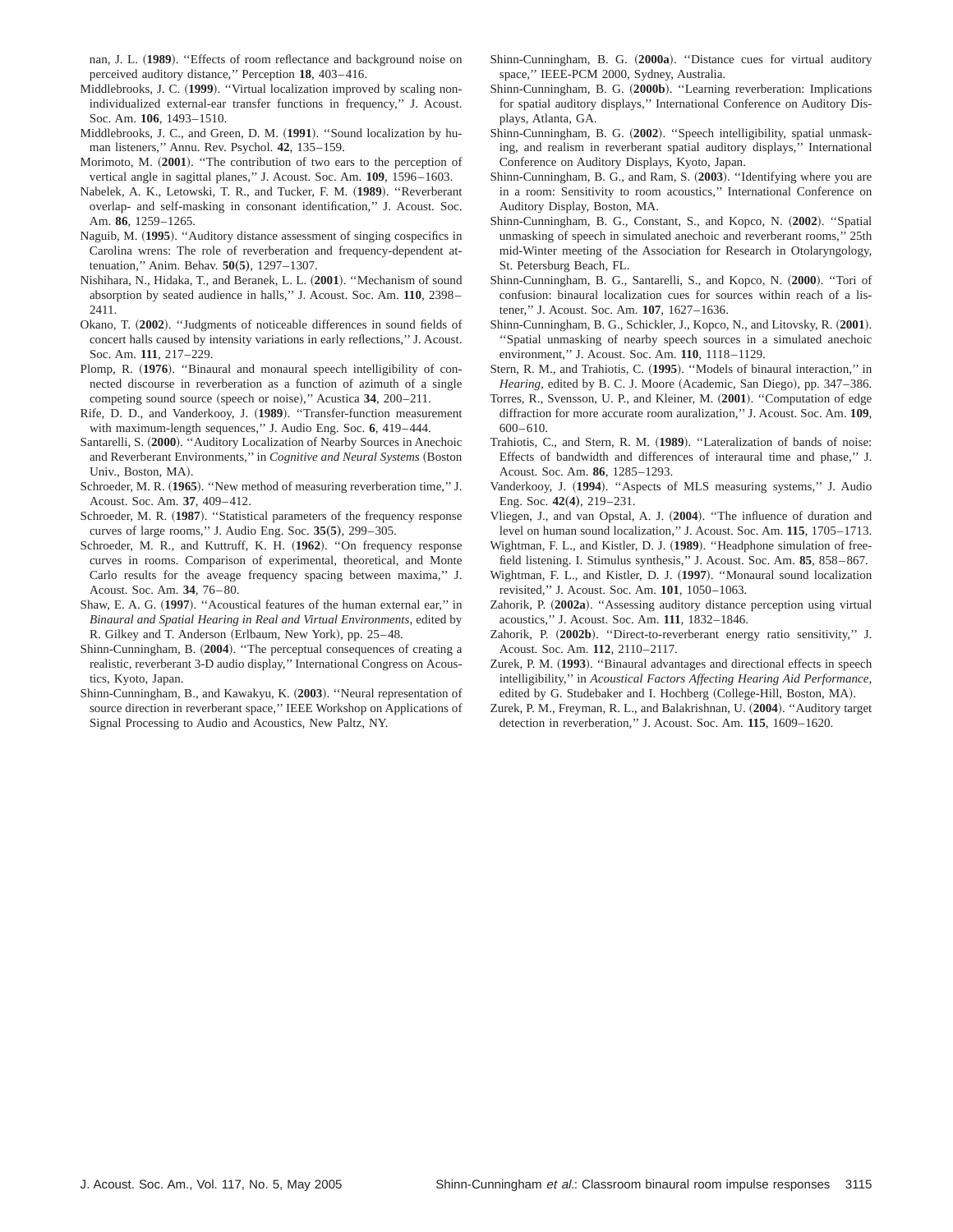nan, J. L. (**1989**). ''Effects of room reflectance and background noise on perceived auditory distance,'' Perception **18**, 403–416.

Middlebrooks, J. C. (**1999**). ''Virtual localization improved by scaling non-individualized external-ear transfer functions in frequency,'' J. Acoust. Soc. Am. **106**, 1493–1510.

Middlebrooks, J. C., and Green, D. M. (**1991**). ''Sound localization by human listeners,'' Annu. Rev. Psychol. **42**, 135–159.

Morimoto, M. (**2001**). ''The contribution of two ears to the perception of vertical angle in sagittal planes,'' J. Acoust. Soc. Am. **109**, 1596–1603.

Nabelek, A. K., Letowski, T. R., and Tucker, F. M. (**1989**). ''Reverberant overlap- and self-masking in consonant identification,'' J. Acoust. Soc. Am. **86**, 1259–1265.

Naguib, M. (**1995**). ''Auditory distance assessment of singing cospecifics in Carolina wrens: The role of reverberation and frequency-dependent attenuation,'' Anim. Behav. **50(5)**, 1297–1307.

Nishihara, N., Hidaka, T., and Beranek, L. L. (**2001**). ''Mechanism of sound absorption by seated audience in halls,'' J. Acoust. Soc. Am. **110**, 2398–2411.

Okano, T. (**2002**). ''Judgments of noticeable differences in sound fields of concert halls caused by intensity variations in early reflections,'' J. Acoust. Soc. Am. **111**, 217–229.

Plomp, R. (**1976**). ''Binaural and monaural speech intelligibility of connected discourse in reverberation as a function of azimuth of a single competing sound source (speech or noise),'' Acustica **34**, 200–211.

Rife, D. D., and Vanderkooy, J. (**1989**). ''Transfer-function measurement with maximum-length sequences,'' J. Audio Eng. Soc. **6**, 419–444.

Santarelli, S. (**2000**). ''Auditory Localization of Nearby Sources in Anechoic and Reverberant Environments,'' in *Cognitive and Neural Systems* (Boston Univ., Boston, MA).

Schroeder, M. R. (**1965**). ''New method of measuring reverberation time,'' J. Acoust. Soc. Am. **37**, 409–412.

Schroeder, M. R. (**1987**). ''Statistical parameters of the frequency response curves of large rooms,'' J. Audio Eng. Soc. **35(5)**, 299–305.

Schroeder, M. R., and Kuttruff, K. H. (**1962**). ''On frequency response curves in rooms. Comparison of experimental, theoretical, and Monte Carlo results for the aveage frequency spacing between maxima,'' J. Acoust. Soc. Am. **34**, 76–80.

Shaw, E. A. G. (**1997**). ''Acoustical features of the human external ear,'' in *Binaural and Spatial Hearing in Real and Virtual Environments*, edited by R. Gilkey and T. Anderson (Erlbaum, New York), pp. 25–48.

Shinn-Cunningham, B. (**2004**). ''The perceptual consequences of creating a realistic, reverberant 3-D audio display,'' International Congress on Acoustics, Kyoto, Japan.

Shinn-Cunningham, B., and Kawakyu, K. (**2003**). ''Neural representation of source direction in reverberant space,'' IEEE Workshop on Applications of Signal Processing to Audio and Acoustics, New Paltz, NY.

Shinn-Cunningham, B. G. (**2000a**). ''Distance cues for virtual auditory space,'' IEEE-PCM 2000, Sydney, Australia.

Shinn-Cunningham, B. G. (**2000b**). ''Learning reverberation: Implications for spatial auditory displays,'' International Conference on Auditory Displays, Atlanta, GA.

Shinn-Cunningham, B. G. (**2002**). ''Speech intelligibility, spatial unmasking, and realism in reverberant spatial auditory displays,'' International Conference on Auditory Displays, Kyoto, Japan.

Shinn-Cunningham, B. G., and Ram, S. (**2003**). ''Identifying where you are in a room: Sensitivity to room acoustics,'' International Conference on Auditory Display, Boston, MA.

Shinn-Cunningham, B. G., Constant, S., and Kopco, N. (**2002**). ''Spatial unmasking of speech in simulated anechoic and reverberant rooms,'' 25th mid-Winter meeting of the Association for Research in Otolaryngology, St. Petersburg Beach, FL.

Shinn-Cunningham, B. G., Santarelli, S., and Kopco, N. (**2000**). ''Tori of confusion: binaural localization cues for sources within reach of a listener,'' J. Acoust. Soc. Am. **107**, 1627–1636.

Shinn-Cunningham, B. G., Schickler, J., Kopco, N., and Litovsky, R. (**2001**). ''Spatial unmasking of nearby speech sources in a simulated anechoic environment,'' J. Acoust. Soc. Am. **110**, 1118–1129.

Stern, R. M., and Trahiotis, C. (**1995**). ''Models of binaural interaction,'' in *Hearing*, edited by B. C. J. Moore (Academic, San Diego), pp. 347–386.

Torres, R., Svensson, U. P., and Kleiner, M. (**2001**). ''Computation of edge diffraction for more accurate room auralization,'' J. Acoust. Soc. Am. **109**, 600–610.

Trahiotis, C., and Stern, R. M. (**1989**). ''Lateralization of bands of noise: Effects of bandwidth and differences of interaural time and phase,'' J. Acoust. Soc. Am. **86**, 1285–1293.

Vanderkooy, J. (**1994**). ''Aspects of MLS measuring systems,'' J. Audio Eng. Soc. **42(4)**, 219–231.

Vliegen, J., and van Opstal, A. J. (**2004**). ''The influence of duration and level on human sound localization,'' J. Acoust. Soc. Am. **115**, 1705–1713.

Wightman, F. L., and Kistler, D. J. (**1989**). ''Headphone simulation of free-field listening. I. Stimulus synthesis,'' J. Acoust. Soc. Am. **85**, 858–867.

Wightman, F. L., and Kistler, D. J. (**1997**). ''Monaural sound localization revisited,'' J. Acoust. Soc. Am. **101**, 1050–1063.

Zahorik, P. (**2002a**). ''Assessing auditory distance perception using virtual acoustics,'' J. Acoust. Soc. Am. **111**, 1832–1846.

Zahorik, P. (**2002b**). ''Direct-to-reverberant energy ratio sensitivity,'' J. Acoust. Soc. Am. **112**, 2110–2117.

Zurek, P. M. (**1993**). ''Binaural advantages and directional effects in speech intelligibility,'' in *Acoustical Factors Affecting Hearing Aid Performance*, edited by G. Studebaker and I. Hochberg (College-Hill, Boston, MA).

Zurek, P. M., Freyman, R. L., and Balakrishnan, U. (**2004**). ''Auditory target detection in reverberation,'' J. Acoust. Soc. Am. **115**, 1609–1620.